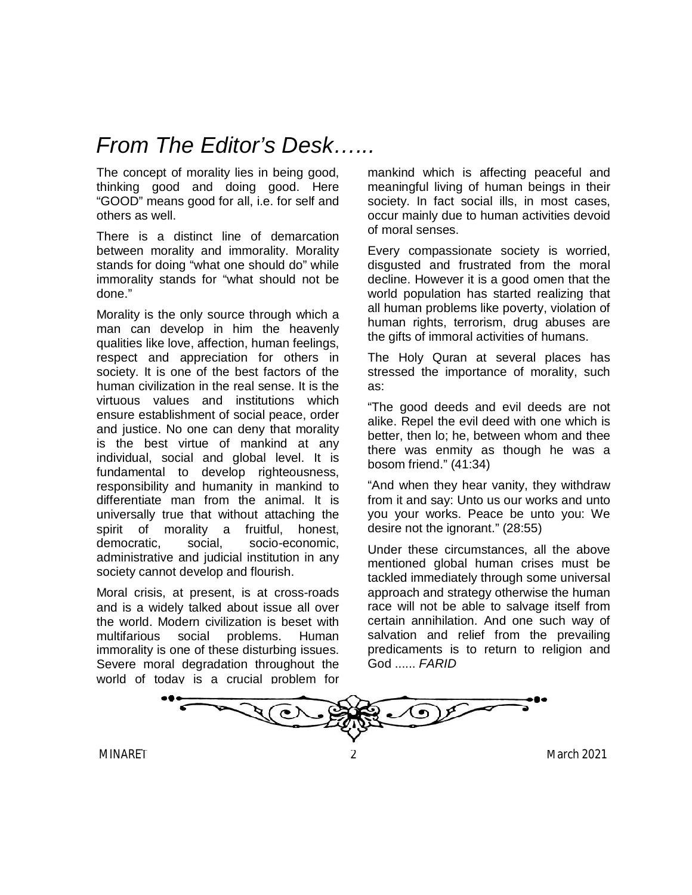# *From The Editor's Desk…...*

The concept of morality lies in being good, thinking good and doing good. Here "GOOD" means good for all, i.e. for self and others as well.

There is a distinct line of demarcation between morality and immorality. Morality stands for doing "what one should do" while immorality stands for "what should not be done."

Morality is the only source through which a man can develop in him the heavenly qualities like love, affection, human feelings, respect and appreciation for others in society. It is one of the best factors of the human civilization in the real sense. It is the virtuous values and institutions which ensure establishment of social peace, order and justice. No one can deny that morality is the best virtue of mankind at any individual, social and global level. It is fundamental to develop righteousness, responsibility and humanity in mankind to differentiate man from the animal. It is universally true that without attaching the spirit of morality a fruitful, honest, democratic, social, socio-economic, administrative and judicial institution in any society cannot develop and flourish.

Moral crisis, at present, is at cross-roads and is a widely talked about issue all over the world. Modern civilization is beset with multifarious social problems. Human immorality is one of these disturbing issues. Severe moral degradation throughout the world of today is a crucial problem for mankind which is affecting peaceful and meaningful living of human beings in their society. In fact social ills, in most cases, occur mainly due to human activities devoid of moral senses.

Every compassionate society is worried, disgusted and frustrated from the moral decline. However it is a good omen that the world population has started realizing that all human problems like poverty, violation of human rights, terrorism, drug abuses are the gifts of immoral activities of humans.

The Holy Quran at several places has stressed the importance of morality, such as:

"The good deeds and evil deeds are not alike. Repel the evil deed with one which is better, then lo; he, between whom and thee there was enmity as though he was a bosom friend." (41:34)

"And when they hear vanity, they withdraw from it and say: Unto us our works and unto you your works. Peace be unto you: We desire not the ignorant." (28:55)

Under these circumstances, all the above mentioned global human crises must be tackled immediately through some universal approach and strategy otherwise the human race will not be able to salvage itself from certain annihilation. And one such way of salvation and relief from the prevailing predicaments is to return to religion and God ...... *FARID*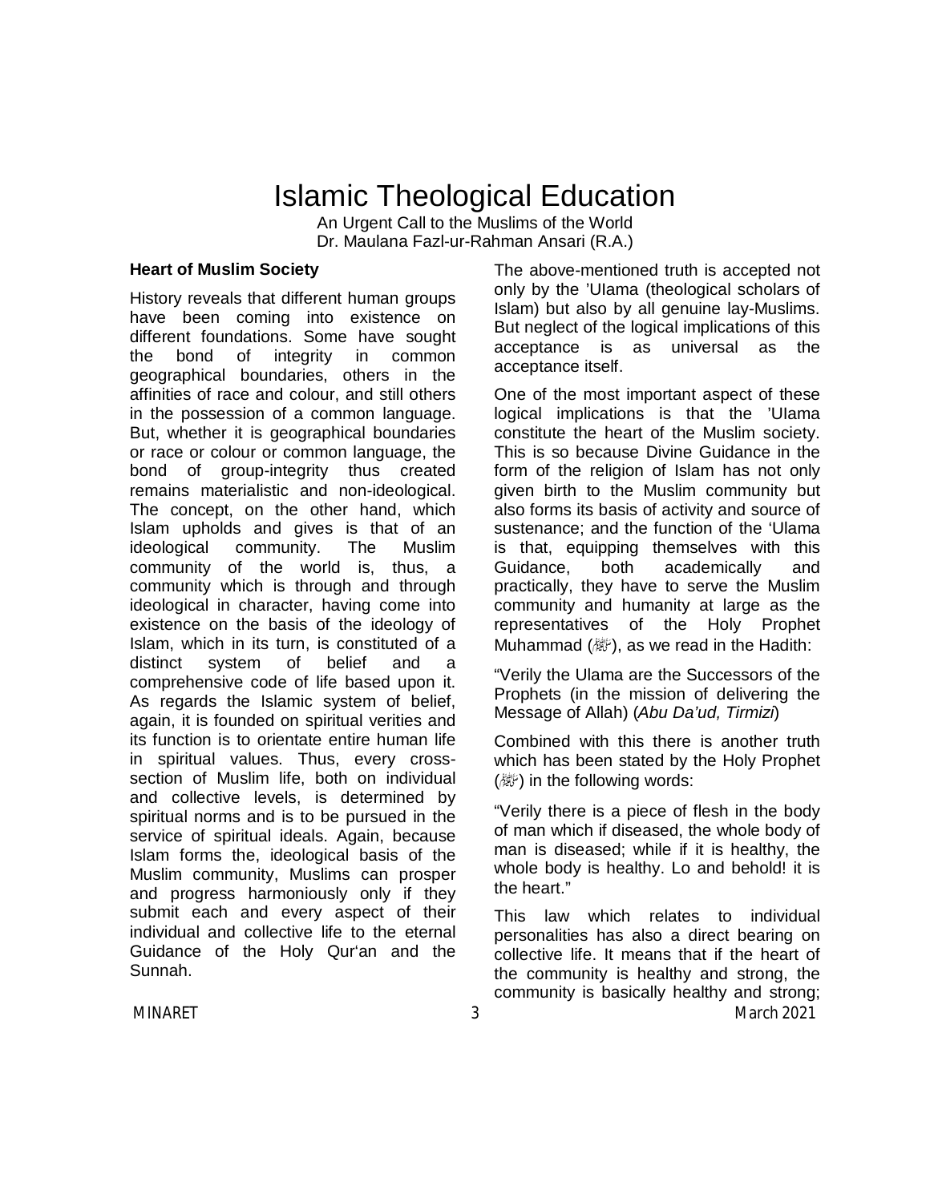# Islamic Theological Education

An Urgent Call to the Muslims of the World

Dr. Maulana Fazl-ur-Rahman Ansari (R.A.)

**Heart of Muslim Society**

History reveals that different human groups have been coming into existence on different foundations. Some have sought the bond of integrity in common geographical boundaries, others in the affinities of race and colour, and still others in the possession of a common language. But, whether it is geographical boundaries or race or colour or common language, the bond of group-integrity thus created remains materialistic and non-ideological. The concept, on the other hand, which Islam upholds and gives is that of an ideological community. The Muslim community of the world is, thus, a community which is through and through ideological in character, having come into existence on the basis of the ideology of Islam, which in its turn, is constituted of a distinct system of belief and a comprehensive code of life based upon it. As regards the Islamic system of belief, again, it is founded on spiritual verities and its function is to orientate entire human life in spiritual values. Thus, every cross-section of Muslim life, both on individual and collective levels, is determined by spiritual norms and is to be pursued in the service of spiritual ideals. Again, because Islam forms the, ideological basis of the Muslim community, Muslims can prosper and progress harmoniously only if they submit each and every aspect of their individual and collective life to the eternal Guidance of the Holy Qur'an and the Sunnah.

The above-mentioned truth is accepted not only by the 'Ulama (theological scholars of Islam) but also by all genuine lay-Muslims. But neglect of the logical implications of this acceptance is as universal as the acceptance itself.

One of the most important aspect of these logical implications is that the 'Ulama constitute the heart of the Muslim society. This is so because Divine Guidance in the form of the religion of Islam has not only given birth to the Muslim community but also forms its basis of activity and source of sustenance; and the function of the 'Ulama is that, equipping themselves with this Guidance, both academically and practically, they have to serve the Muslim community and humanity at large as the representatives of the Holy Prophet Muhammad (ﷺ), as we read in the Hadith:

"Verily the Ulama are the Successors of the Prophets (in the mission of delivering the Message of Allah) (*Abu Da'ud, Tirmizi*)

Combined with this there is another truth which has been stated by the Holy Prophet (ﷺ) in the following words:

"Verily there is a piece of flesh in the body of man which if diseased, the whole body of man is diseased; while if it is healthy, the whole body is healthy. Lo and behold! it is the heart."

This law which relates to individual personalities has also a direct bearing on collective life. It means that if the heart of the community is healthy and strong, the community is basically healthy and strong;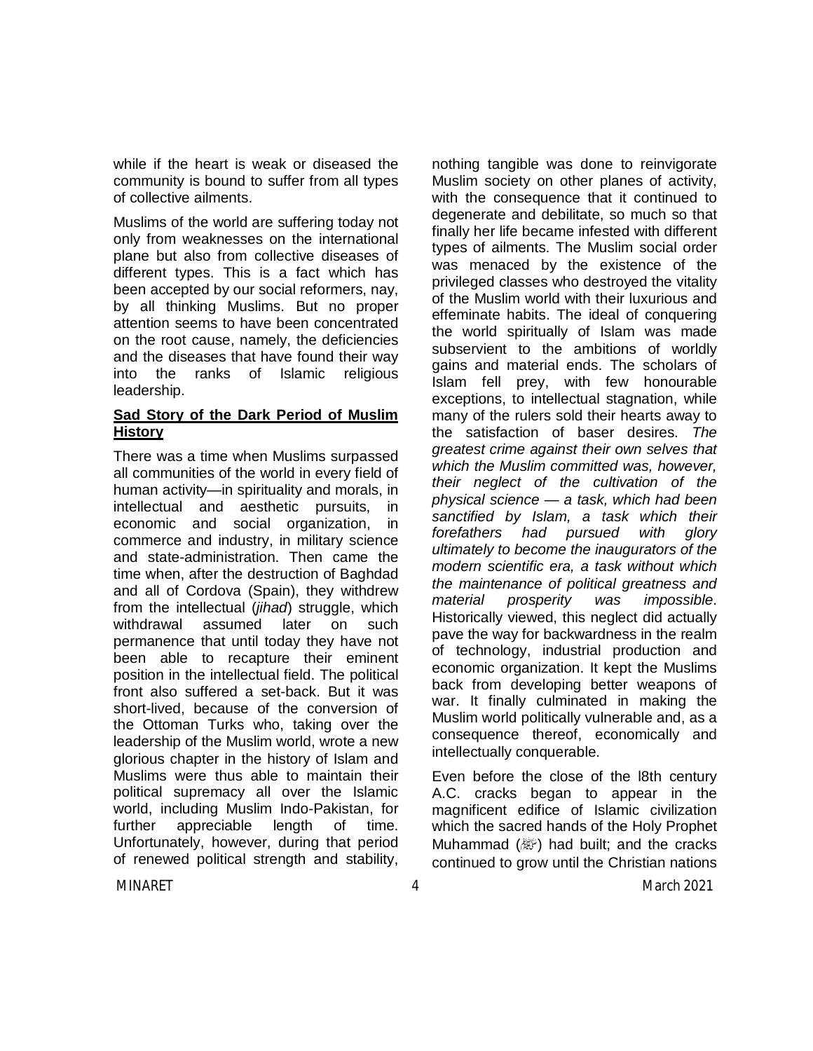while if the heart is weak or diseased the community is bound to suffer from all types of collective ailments.

Muslims of the world are suffering today not only from weaknesses on the international plane but also from collective diseases of different types. This is a fact which has been accepted by our social reformers, nay, by all thinking Muslims. But no proper attention seems to have been concentrated on the root cause, namely, the deficiencies and the diseases that have found their way into the ranks of Islamic religious leadership.

**Sad Story of the Dark Period of Muslim History**

There was a time when Muslims surpassed all communities of the world in every field of human activity—in spirituality and morals, in intellectual and aesthetic pursuits, in economic and social organization, in commerce and industry, in military science and state-administration. Then came the time when, after the destruction of Baghdad and all of Cordova (Spain), they withdrew from the intellectual (*jihad*) struggle, which withdrawal assumed later on such permanence that until today they have not been able to recapture their eminent position in the intellectual field. The political front also suffered a set-back. But it was short-lived, because of the conversion of the Ottoman Turks who, taking over the leadership of the Muslim world, wrote a new glorious chapter in the history of Islam and Muslims were thus able to maintain their political supremacy all over the Islamic world, including Muslim Indo-Pakistan, for further appreciable length of time. Unfortunately, however, during that period of renewed political strength and stability, nothing tangible was done to reinvigorate Muslim society on other planes of activity, with the consequence that it continued to degenerate and debilitate, so much so that finally her life became infested with different types of ailments. The Muslim social order was menaced by the existence of the privileged classes who destroyed the vitality of the Muslim world with their luxurious and effeminate habits. The ideal of conquering the world spiritually of Islam was made subservient to the ambitions of worldly gains and material ends. The scholars of Islam fell prey, with few honourable exceptions, to intellectual stagnation, while many of the rulers sold their hearts away to the satisfaction of baser desires. *The greatest crime against their own selves that which the Muslim committed was, however, their neglect of the cultivation of the physical science — a task, which had been sanctified by Islam, a task which their forefathers had pursued with glory ultimately to become the inaugurators of the modern scientific era, a task without which the maintenance of political greatness and material prosperity was impossible*. Historically viewed, this neglect did actually pave the way for backwardness in the realm of technology, industrial production and economic organization. It kept the Muslims back from developing better weapons of war. It finally culminated in making the Muslim world politically vulnerable and, as a consequence thereof, economically and intellectually conquerable.

Even before the close of the l8th century A.C. cracks began to appear in the magnificent edifice of Islamic civilization which the sacred hands of the Holy Prophet Muhammad (ﷺ) had built; and the cracks continued to grow until the Christian nations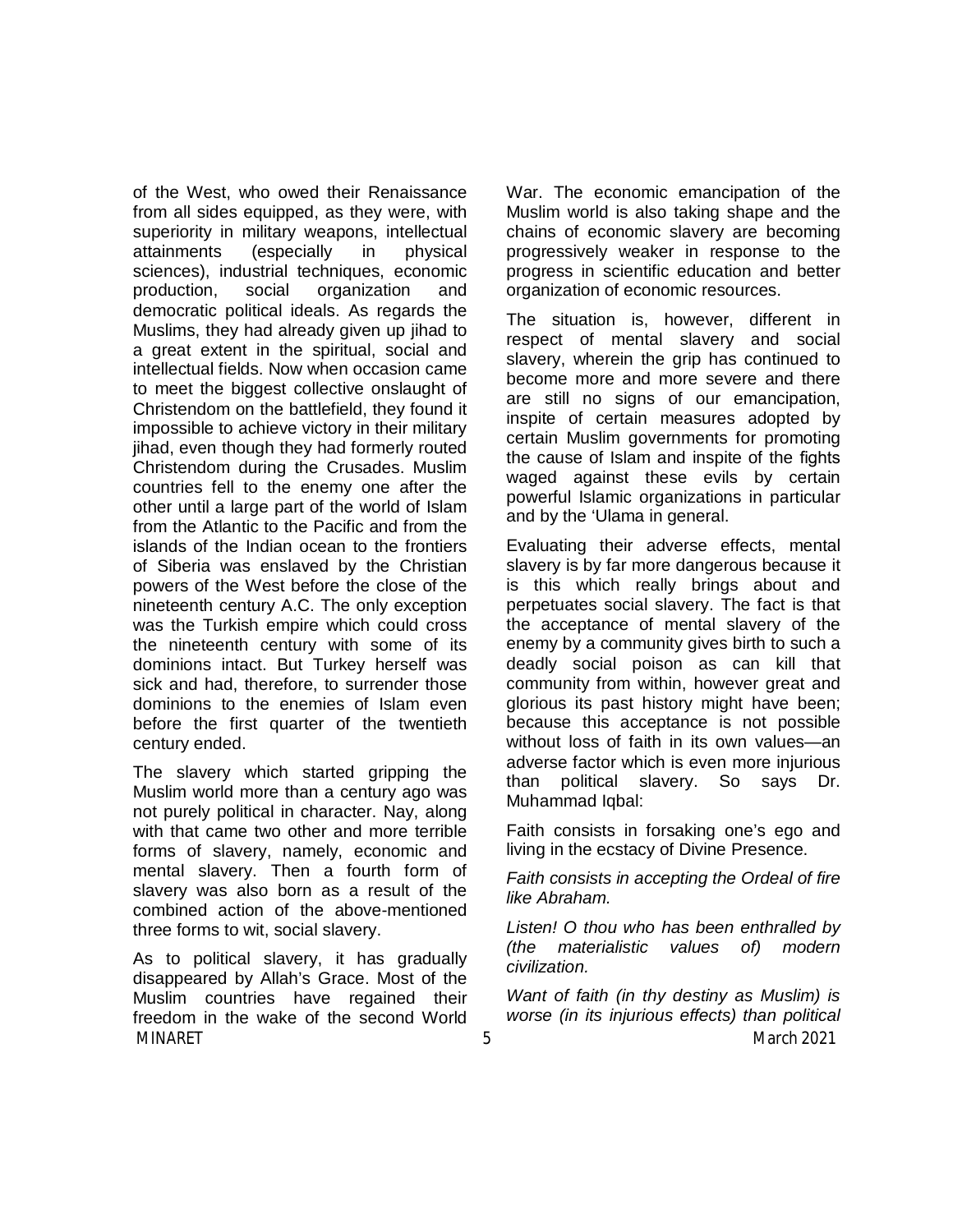of the West, who owed their Renaissance from all sides equipped, as they were, with superiority in military weapons, intellectual attainments (especially in physical sciences), industrial techniques, economic production, social organization and democratic political ideals. As regards the Muslims, they had already given up jihad to a great extent in the spiritual, social and intellectual fields. Now when occasion came to meet the biggest collective onslaught of Christendom on the battlefield, they found it impossible to achieve victory in their military jihad, even though they had formerly routed Christendom during the Crusades. Muslim countries fell to the enemy one after the other until a large part of the world of Islam from the Atlantic to the Pacific and from the islands of the Indian ocean to the frontiers of Siberia was enslaved by the Christian powers of the West before the close of the nineteenth century A.C. The only exception was the Turkish empire which could cross the nineteenth century with some of its dominions intact. But Turkey herself was sick and had, therefore, to surrender those dominions to the enemies of Islam even before the first quarter of the twentieth century ended.

The slavery which started gripping the Muslim world more than a century ago was not purely political in character. Nay, along with that came two other and more terrible forms of slavery, namely, economic and mental slavery. Then a fourth form of slavery was also born as a result of the combined action of the above-mentioned three forms to wit, social slavery.

As to political slavery, it has gradually disappeared by Allah's Grace. Most of the Muslim countries have regained their freedom in the wake of the second World War. The economic emancipation of the Muslim world is also taking shape and the chains of economic slavery are becoming progressively weaker in response to the progress in scientific education and better organization of economic resources.

The situation is, however, different in respect of mental slavery and social slavery, wherein the grip has continued to become more and more severe and there are still no signs of our emancipation, inspite of certain measures adopted by certain Muslim governments for promoting the cause of Islam and inspite of the fights waged against these evils by certain powerful Islamic organizations in particular and by the 'Ulama in general.

Evaluating their adverse effects, mental slavery is by far more dangerous because it is this which really brings about and perpetuates social slavery. The fact is that the acceptance of mental slavery of the enemy by a community gives birth to such a deadly social poison as can kill that community from within, however great and glorious its past history might have been; because this acceptance is not possible without loss of faith in its own values—an adverse factor which is even more injurious than political slavery. So says Dr. Muhammad Iqbal:

Faith consists in forsaking one's ego and living in the ecstacy of Divine Presence.

*Faith consists in accepting the Ordeal of fire like Abraham.*

*Listen! O thou who has been enthralled by (the materialistic values of) modern civilization.*

*Want of faith (in thy destiny as Muslim) is worse (in its injurious effects) than political*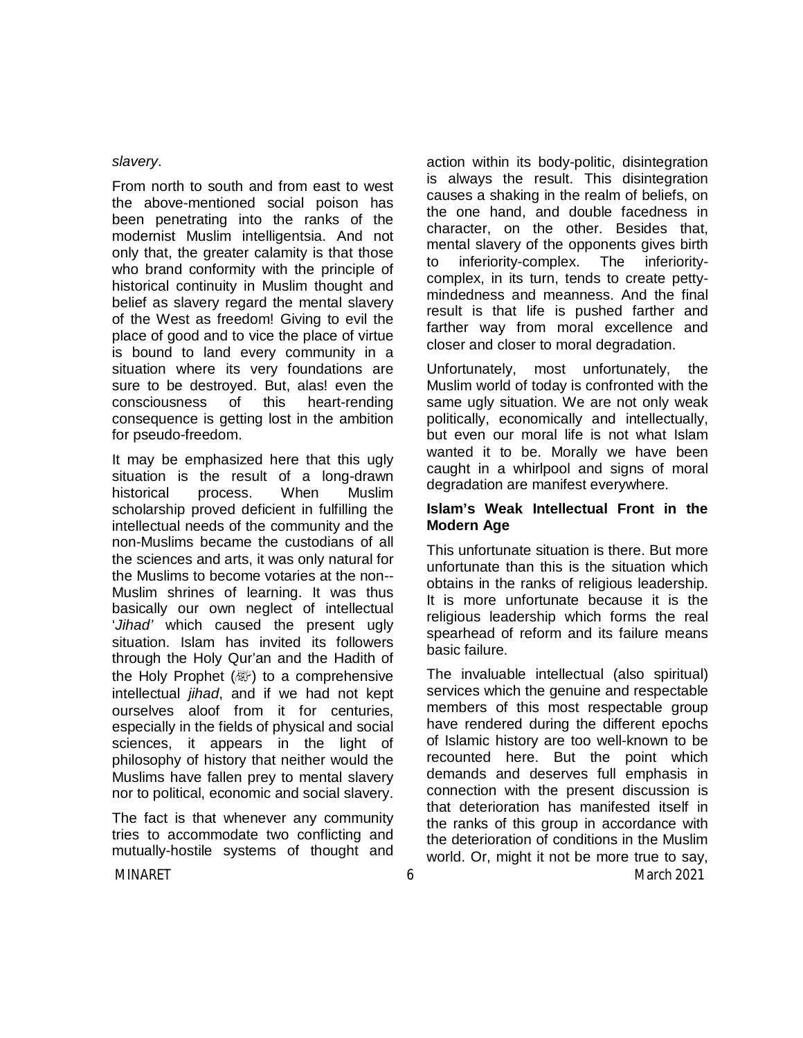*slavery*.

From north to south and from east to west the above-mentioned social poison has been penetrating into the ranks of the modernist Muslim intelligentsia. And not only that, the greater calamity is that those who brand conformity with the principle of historical continuity in Muslim thought and belief as slavery regard the mental slavery of the West as freedom! Giving to evil the place of good and to vice the place of virtue is bound to land every community in a situation where its very foundations are sure to be destroyed. But, alas! even the consciousness of this heart-rending consequence is getting lost in the ambition for pseudo-freedom.

It may be emphasized here that this ugly situation is the result of a long-drawn historical process. When Muslim scholarship proved deficient in fulfilling the intellectual needs of the community and the non-Muslims became the custodians of all the sciences and arts, it was only natural for the Muslims to become votaries at the non--Muslim shrines of learning. It was thus basically our own neglect of intellectual '*Jihad'* which caused the present ugly situation. Islam has invited its followers through the Holy Qur'an and the Hadith of the Holy Prophet (ﷺ) to a comprehensive intellectual *jihad*, and if we had not kept ourselves aloof from it for centuries, especially in the fields of physical and social sciences, it appears in the light of philosophy of history that neither would the Muslims have fallen prey to mental slavery nor to political, economic and social slavery.

The fact is that whenever any community tries to accommodate two conflicting and mutually-hostile systems of thought and action within its body-politic, disintegration is always the result. This disintegration causes a shaking in the realm of beliefs, on the one hand, and double facedness in character, on the other. Besides that, mental slavery of the opponents gives birth to inferiority-complex. The inferiority-complex, in its turn, tends to create petty-mindedness and meanness. And the final result is that life is pushed farther and farther way from moral excellence and closer and closer to moral degradation.

Unfortunately, most unfortunately, the Muslim world of today is confronted with the same ugly situation. We are not only weak politically, economically and intellectually, but even our moral life is not what Islam wanted it to be. Morally we have been caught in a whirlpool and signs of moral degradation are manifest everywhere.

**Islam's Weak Intellectual Front in the Modern Age**

This unfortunate situation is there. But more unfortunate than this is the situation which obtains in the ranks of religious leadership. It is more unfortunate because it is the religious leadership which forms the real spearhead of reform and its failure means basic failure.

The invaluable intellectual (also spiritual) services which the genuine and respectable members of this most respectable group have rendered during the different epochs of Islamic history are too well-known to be recounted here. But the point which demands and deserves full emphasis in connection with the present discussion is that deterioration has manifested itself in the ranks of this group in accordance with the deterioration of conditions in the Muslim world. Or, might it not be more true to say,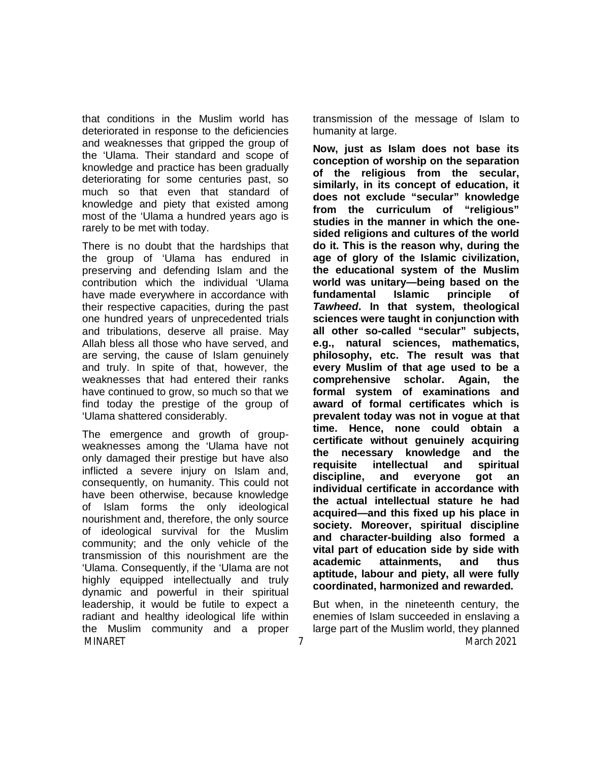that conditions in the Muslim world has deteriorated in response to the deficiencies and weaknesses that gripped the group of the 'Ulama. Their standard and scope of knowledge and practice has been gradually deteriorating for some centuries past, so much so that even that standard of knowledge and piety that existed among most of the 'Ulama a hundred years ago is rarely to be met with today.

There is no doubt that the hardships that the group of 'Ulama has endured in preserving and defending Islam and the contribution which the individual 'Ulama have made everywhere in accordance with their respective capacities, during the past one hundred years of unprecedented trials and tribulations, deserve all praise. May Allah bless all those who have served, and are serving, the cause of Islam genuinely and truly. In spite of that, however, the weaknesses that had entered their ranks have continued to grow, so much so that we find today the prestige of the group of 'Ulama shattered considerably.

The emergence and growth of group-weaknesses among the 'Ulama have not only damaged their prestige but have also inflicted a severe injury on Islam and, consequently, on humanity. This could not have been otherwise, because knowledge of Islam forms the only ideological nourishment and, therefore, the only source of ideological survival for the Muslim community; and the only vehicle of the transmission of this nourishment are the 'Ulama. Consequently, if the 'Ulama are not highly equipped intellectually and truly dynamic and powerful in their spiritual leadership, it would be futile to expect a radiant and healthy ideological life within the Muslim community and a proper transmission of the message of Islam to humanity at large.

**Now, just as Islam does not base its conception of worship on the separation of the religious from the secular, similarly, in its concept of education, it does not exclude "secular" knowledge from the curriculum of "religious" studies in the manner in which the one-sided religions and cultures of the world do it. This is the reason why, during the age of glory of the Islamic civilization, the educational system of the Muslim world was unitary—being based on the fundamental Islamic principle of *Tawheed*. In that system, theological sciences were taught in conjunction with all other so-called "secular" subjects, e.g., natural sciences, mathematics, philosophy, etc. The result was that every Muslim of that age used to be a comprehensive scholar. Again, the formal system of examinations and award of formal certificates which is prevalent today was not in vogue at that time. Hence, none could obtain a certificate without genuinely acquiring the necessary knowledge and the requisite intellectual and spiritual discipline, and everyone got an individual certificate in accordance with the actual intellectual stature he had acquired—and this fixed up his place in society. Moreover, spiritual discipline and character-building also formed a vital part of education side by side with academic attainments, and thus aptitude, labour and piety, all were fully coordinated, harmonized and rewarded.**

But when, in the nineteenth century, the enemies of Islam succeeded in enslaving a large part of the Muslim world, they planned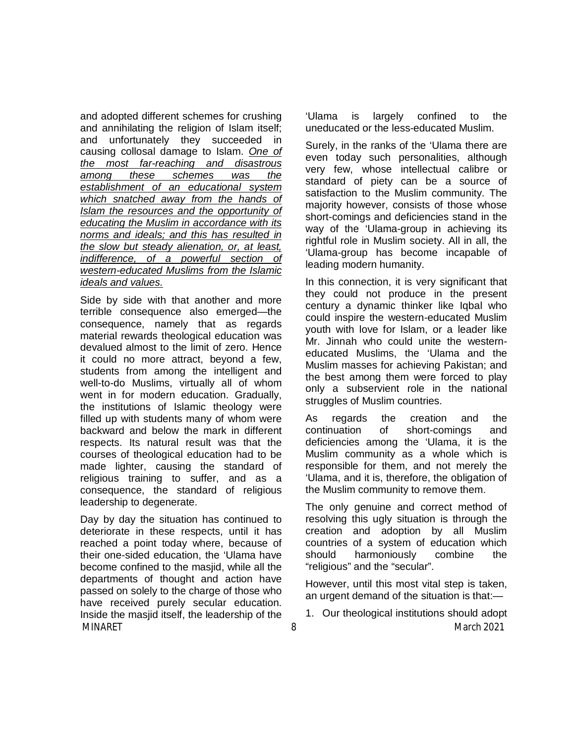and adopted different schemes for crushing and annihilating the religion of Islam itself; and unfortunately they succeeded in causing collosal damage to Islam. *One of the most far-reaching and disastrous among these schemes was the establishment of an educational system which snatched away from the hands of Islam the resources and the opportunity of educating the Muslim in accordance with its norms and ideals; and this has resulted in the slow but steady alienation, or, at least, indifference, of a powerful section of western-educated Muslims from the Islamic ideals and values.*

Side by side with that another and more terrible consequence also emerged—the consequence, namely that as regards material rewards theological education was devalued almost to the limit of zero. Hence it could no more attract, beyond a few, students from among the intelligent and well-to-do Muslims, virtually all of whom went in for modern education. Gradually, the institutions of Islamic theology were filled up with students many of whom were backward and below the mark in different respects. Its natural result was that the courses of theological education had to be made lighter, causing the standard of religious training to suffer, and as a consequence, the standard of religious leadership to degenerate.

Day by day the situation has continued to deteriorate in these respects, until it has reached a point today where, because of their one-sided education, the 'Ulama have become confined to the masjid, while all the departments of thought and action have passed on solely to the charge of those who have received purely secular education. Inside the masjid itself, the leadership of the 'Ulama is largely confined to the uneducated or the less-educated Muslim.

Surely, in the ranks of the 'Ulama there are even today such personalities, although very few, whose intellectual calibre or standard of piety can be a source of satisfaction to the Muslim community. The majority however, consists of those whose short-comings and deficiencies stand in the way of the 'Ulama-group in achieving its rightful role in Muslim society. All in all, the 'Ulama-group has become incapable of leading modern humanity.

In this connection, it is very significant that they could not produce in the present century a dynamic thinker like Iqbal who could inspire the western-educated Muslim youth with love for Islam, or a leader like Mr. Jinnah who could unite the western-educated Muslims, the 'Ulama and the Muslim masses for achieving Pakistan; and the best among them were forced to play only a subservient role in the national struggles of Muslim countries.

As regards the creation and the continuation of short-comings and deficiencies among the 'Ulama, it is the Muslim community as a whole which is responsible for them, and not merely the 'Ulama, and it is, therefore, the obligation of the Muslim community to remove them.

The only genuine and correct method of resolving this ugly situation is through the creation and adoption by all Muslim countries of a system of education which should harmoniously combine the "religious" and the "secular".

However, until this most vital step is taken, an urgent demand of the situation is that:—

1. Our theological institutions should adopt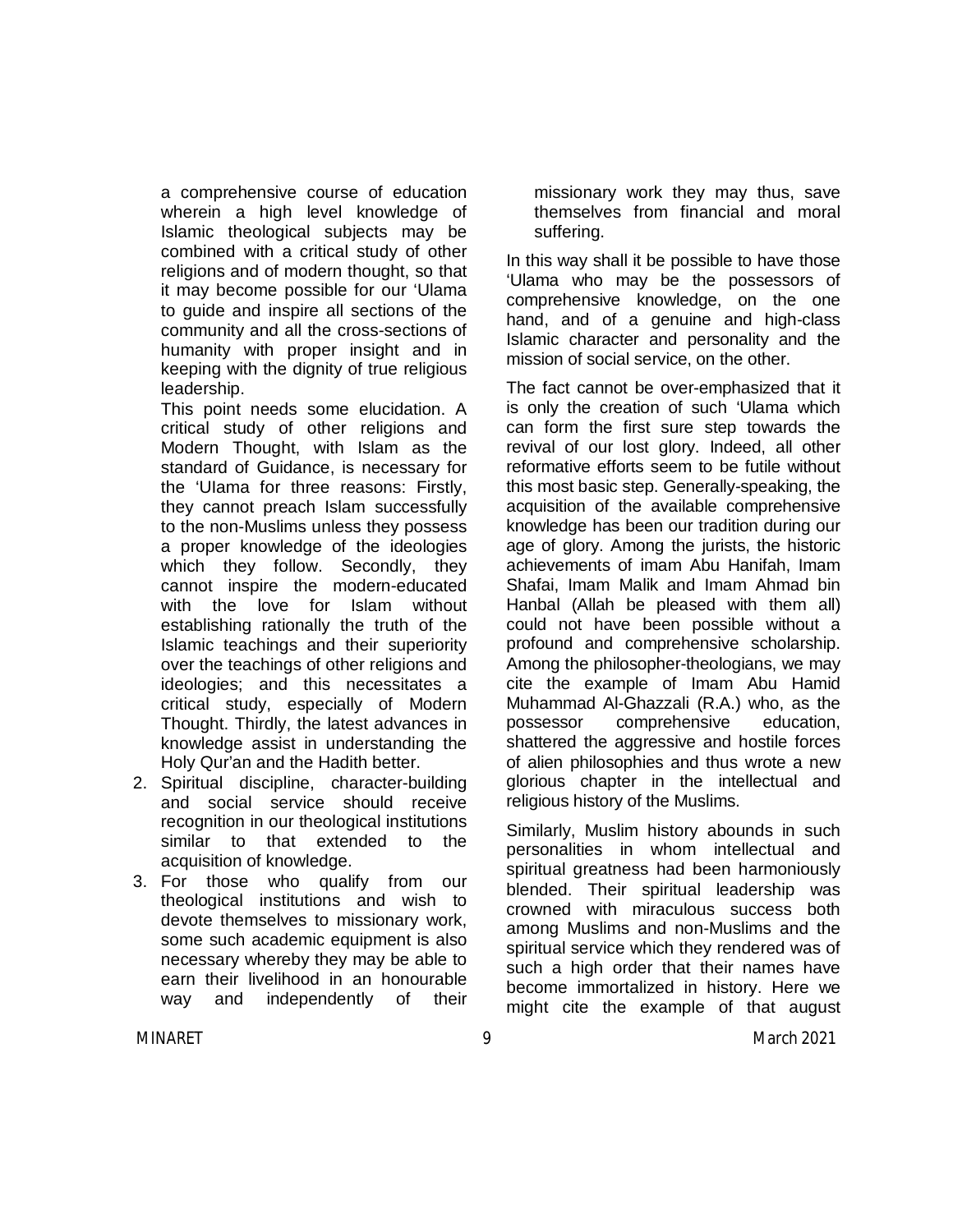a comprehensive course of education wherein a high level knowledge of Islamic theological subjects may be combined with a critical study of other religions and of modern thought, so that it may become possible for our 'Ulama to guide and inspire all sections of the community and all the cross-sections of humanity with proper insight and in keeping with the dignity of true religious leadership.

This point needs some elucidation. A critical study of other religions and Modern Thought, with Islam as the standard of Guidance, is necessary for the 'Ulama for three reasons: Firstly, they cannot preach Islam successfully to the non-Muslims unless they possess a proper knowledge of the ideologies which they follow. Secondly, they cannot inspire the modern-educated with the love for Islam without establishing rationally the truth of the Islamic teachings and their superiority over the teachings of other religions and ideologies; and this necessitates a critical study, especially of Modern Thought. Thirdly, the latest advances in knowledge assist in understanding the Holy Qur'an and the Hadith better.

2. Spiritual discipline, character-building and social service should receive recognition in our theological institutions similar to that extended to the acquisition of knowledge.
3. For those who qualify from our theological institutions and wish to devote themselves to missionary work, some such academic equipment is also necessary whereby they may be able to earn their livelihood in an honourable way and independently of their missionary work they may thus, save themselves from financial and moral suffering.

In this way shall it be possible to have those 'Ulama who may be the possessors of comprehensive knowledge, on the one hand, and of a genuine and high-class Islamic character and personality and the mission of social service, on the other.

The fact cannot be over-emphasized that it is only the creation of such 'Ulama which can form the first sure step towards the revival of our lost glory. Indeed, all other reformative efforts seem to be futile without this most basic step. Generally-speaking, the acquisition of the available comprehensive knowledge has been our tradition during our age of glory. Among the jurists, the historic achievements of imam Abu Hanifah, Imam Shafai, Imam Malik and Imam Ahmad bin Hanbal (Allah be pleased with them all) could not have been possible without a profound and comprehensive scholarship. Among the philosopher-theologians, we may cite the example of Imam Abu Hamid Muhammad Al-Ghazzali (R.A.) who, as the possessor comprehensive education, shattered the aggressive and hostile forces of alien philosophies and thus wrote a new glorious chapter in the intellectual and religious history of the Muslims.

Similarly, Muslim history abounds in such personalities in whom intellectual and spiritual greatness had been harmoniously blended. Their spiritual leadership was crowned with miraculous success both among Muslims and non-Muslims and the spiritual service which they rendered was of such a high order that their names have become immortalized in history. Here we might cite the example of that august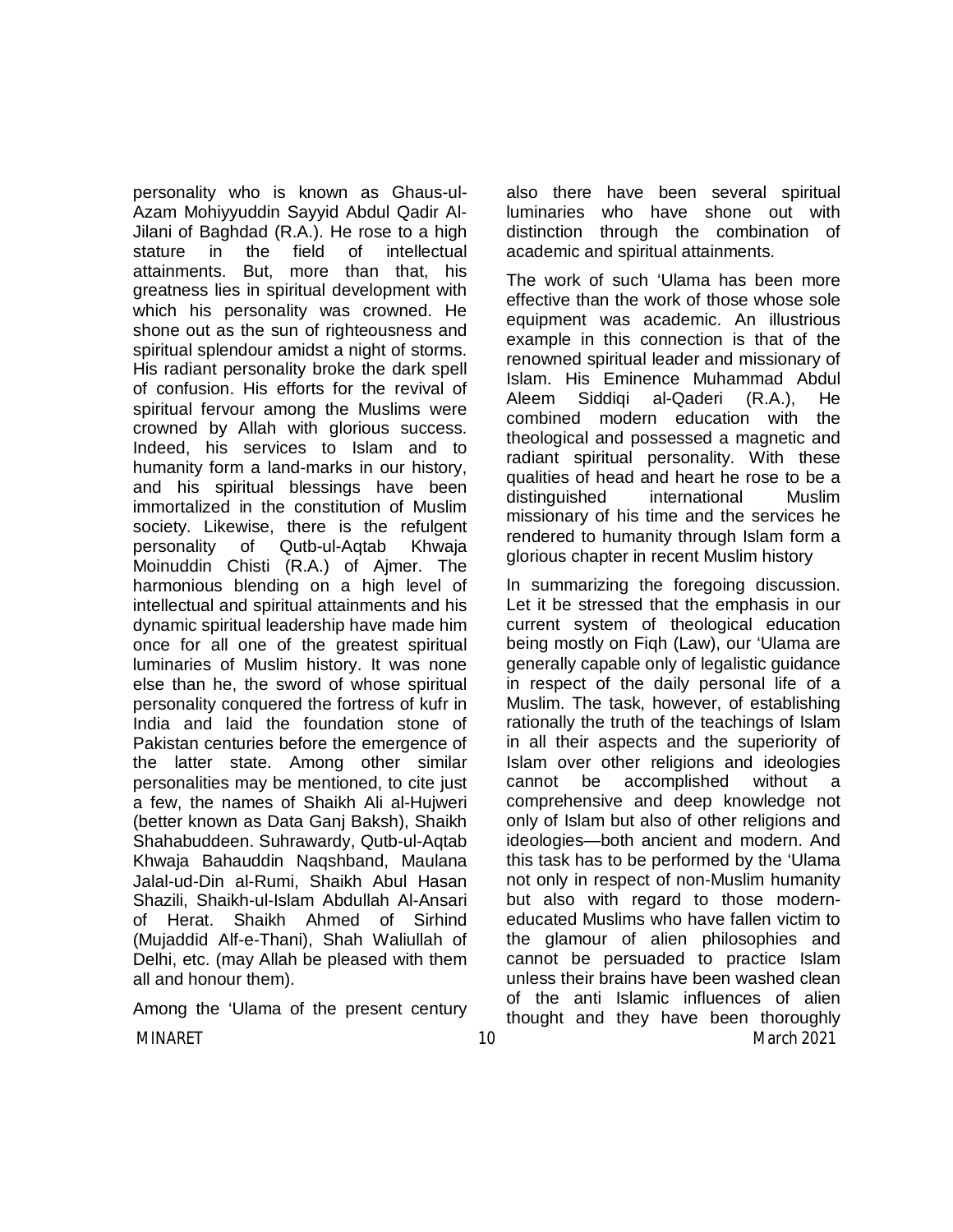personality who is known as Ghaus-ul-Azam Mohiyyuddin Sayyid Abdul Qadir Al-Jilani of Baghdad (R.A.). He rose to a high stature in the field of intellectual attainments. But, more than that, his greatness lies in spiritual development with which his personality was crowned. He shone out as the sun of righteousness and spiritual splendour amidst a night of storms. His radiant personality broke the dark spell of confusion. His efforts for the revival of spiritual fervour among the Muslims were crowned by Allah with glorious success. Indeed, his services to Islam and to humanity form a land-marks in our history, and his spiritual blessings have been immortalized in the constitution of Muslim society. Likewise, there is the refulgent personality of Qutb-ul-Aqtab Khwaja Moinuddin Chisti (R.A.) of Ajmer. The harmonious blending on a high level of intellectual and spiritual attainments and his dynamic spiritual leadership have made him once for all one of the greatest spiritual luminaries of Muslim history. It was none else than he, the sword of whose spiritual personality conquered the fortress of kufr in India and laid the foundation stone of Pakistan centuries before the emergence of the latter state. Among other similar personalities may be mentioned, to cite just a few, the names of Shaikh Ali al-Hujweri (better known as Data Ganj Baksh), Shaikh Shahabuddeen. Suhrawardy, Qutb-ul-Aqtab Khwaja Bahauddin Naqshband, Maulana Jalal-ud-Din al-Rumi, Shaikh Abul Hasan Shazili, Shaikh-ul-Islam Abdullah Al-Ansari of Herat. Shaikh Ahmed of Sirhind (Mujaddid Alf-e-Thani), Shah Waliullah of Delhi, etc. (may Allah be pleased with them all and honour them).

Among the 'Ulama of the present century also there have been several spiritual luminaries who have shone out with distinction through the combination of academic and spiritual attainments.

The work of such 'Ulama has been more effective than the work of those whose sole equipment was academic. An illustrious example in this connection is that of the renowned spiritual leader and missionary of Islam. His Eminence Muhammad Abdul Aleem Siddiqi al-Qaderi (R.A.), He combined modern education with the theological and possessed a magnetic and radiant spiritual personality. With these qualities of head and heart he rose to be a distinguished international Muslim missionary of his time and the services he rendered to humanity through Islam form a glorious chapter in recent Muslim history

In summarizing the foregoing discussion. Let it be stressed that the emphasis in our current system of theological education being mostly on Fiqh (Law), our 'Ulama are generally capable only of legalistic guidance in respect of the daily personal life of a Muslim. The task, however, of establishing rationally the truth of the teachings of Islam in all their aspects and the superiority of Islam over other religions and ideologies cannot be accomplished without a comprehensive and deep knowledge not only of Islam but also of other religions and ideologies—both ancient and modern. And this task has to be performed by the 'Ulama not only in respect of non-Muslim humanity but also with regard to those modern-educated Muslims who have fallen victim to the glamour of alien philosophies and cannot be persuaded to practice Islam unless their brains have been washed clean of the anti Islamic influences of alien thought and they have been thoroughly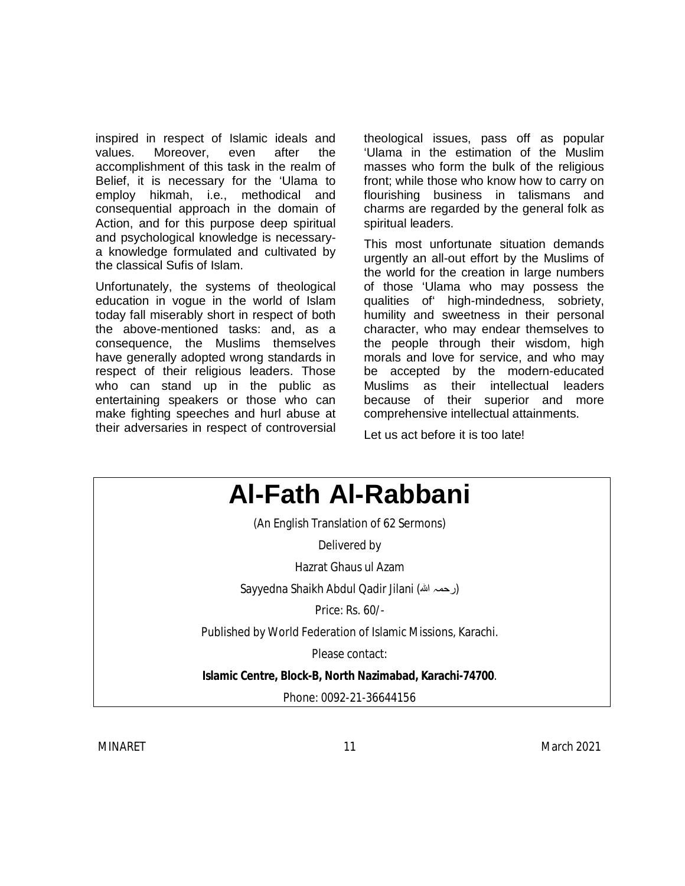inspired in respect of Islamic ideals and values. Moreover, even after the accomplishment of this task in the realm of Belief, it is necessary for the 'Ulama to employ hikmah, i.e., methodical and consequential approach in the domain of Action, and for this purpose deep spiritual and psychological knowledge is necessary- a knowledge formulated and cultivated by the classical Sufis of Islam.

Unfortunately, the systems of theological education in vogue in the world of Islam today fall miserably short in respect of both the above-mentioned tasks: and, as a consequence, the Muslims themselves have generally adopted wrong standards in respect of their religious leaders. Those who can stand up in the public as entertaining speakers or those who can make fighting speeches and hurl abuse at their adversaries in respect of controversial theological issues, pass off as popular 'Ulama in the estimation of the Muslim masses who form the bulk of the religious front; while those who know how to carry on flourishing business in talismans and charms are regarded by the general folk as spiritual leaders.

This most unfortunate situation demands urgently an all-out effort by the Muslims of the world for the creation in large numbers of those 'Ulama who may possess the qualities of' high-mindedness, sobriety, humility and sweetness in their personal character, who may endear themselves to the people through their wisdom, high morals and love for service, and who may be accepted by the modern-educated Muslims as their intellectual leaders because of their superior and more comprehensive intellectual attainments.

Let us act before it is too late!

# Al-Fath Al-Rabbani

(An English Translation of 62 Sermons)

Delivered by

Hazrat Ghaus ul Azam

Sayyedna Shaikh Abdul Qadir Jilani (رحمہ اللہ)

Price: Rs. 60/-

Published by World Federation of Islamic Missions, Karachi.

Please contact:

**Islamic Centre, Block-B, North Nazimabad, Karachi-74700**.

Phone: 0092-21-36644156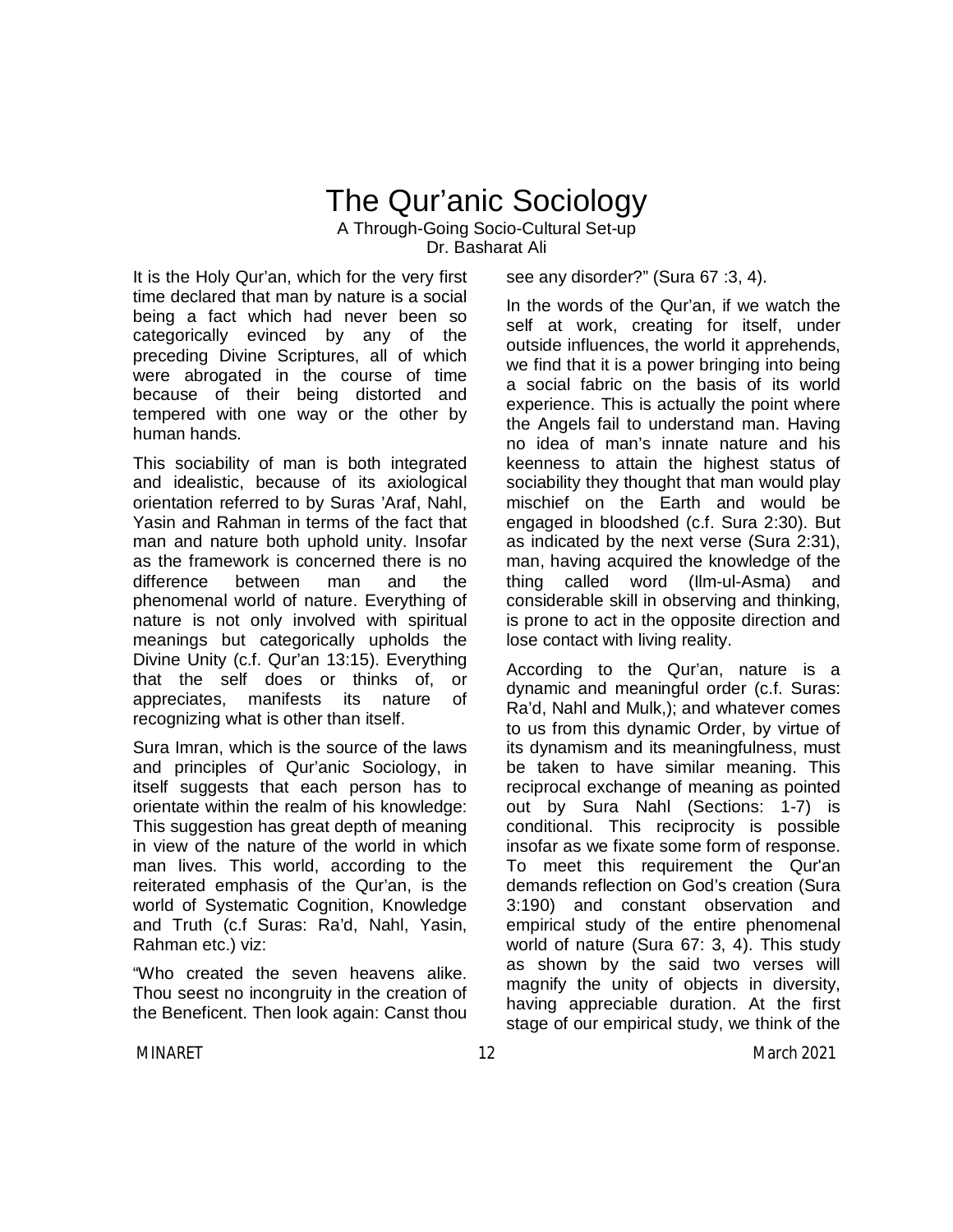# The Qur'anic Sociology

A Through-Going Socio-Cultural Set-up

Dr. Basharat Ali

It is the Holy Qur'an, which for the very first time declared that man by nature is a social being a fact which had never been so categorically evinced by any of the preceding Divine Scriptures, all of which were abrogated in the course of time because of their being distorted and tempered with one way or the other by human hands.

This sociability of man is both integrated and idealistic, because of its axiological orientation referred to by Suras 'Araf, Nahl, Yasin and Rahman in terms of the fact that man and nature both uphold unity. Insofar as the framework is concerned there is no difference between man and the phenomenal world of nature. Everything of nature is not only involved with spiritual meanings but categorically upholds the Divine Unity (c.f. Qur'an 13:15). Everything that the self does or thinks of, or appreciates, manifests its nature of recognizing what is other than itself.

Sura Imran, which is the source of the laws and principles of Qur'anic Sociology, in itself suggests that each person has to orientate within the realm of his knowledge: This suggestion has great depth of meaning in view of the nature of the world in which man lives. This world, according to the reiterated emphasis of the Qur'an, is the world of Systematic Cognition, Knowledge and Truth (c.f Suras: Ra'd, Nahl, Yasin, Rahman etc.) viz:

"Who created the seven heavens alike. Thou seest no incongruity in the creation of the Beneficent. Then look again: Canst thou see any disorder?" (Sura 67 :3, 4).

In the words of the Qur'an, if we watch the self at work, creating for itself, under outside influences, the world it apprehends, we find that it is a power bringing into being a social fabric on the basis of its world experience. This is actually the point where the Angels fail to understand man. Having no idea of man's innate nature and his keenness to attain the highest status of sociability they thought that man would play mischief on the Earth and would be engaged in bloodshed (c.f. Sura 2:30). But as indicated by the next verse (Sura 2:31), man, having acquired the knowledge of the thing called word (Ilm-ul-Asma) and considerable skill in observing and thinking, is prone to act in the opposite direction and lose contact with living reality.

According to the Qur'an, nature is a dynamic and meaningful order (c.f. Suras: Ra'd, Nahl and Mulk,); and whatever comes to us from this dynamic Order, by virtue of its dynamism and its meaningfulness, must be taken to have similar meaning. This reciprocal exchange of meaning as pointed out by Sura Nahl (Sections: 1-7) is conditional. This reciprocity is possible insofar as we fixate some form of response. To meet this requirement the Qur'an demands reflection on God's creation (Sura 3:190) and constant observation and empirical study of the entire phenomenal world of nature (Sura 67: 3, 4). This study as shown by the said two verses will magnify the unity of objects in diversity, having appreciable duration. At the first stage of our empirical study, we think of the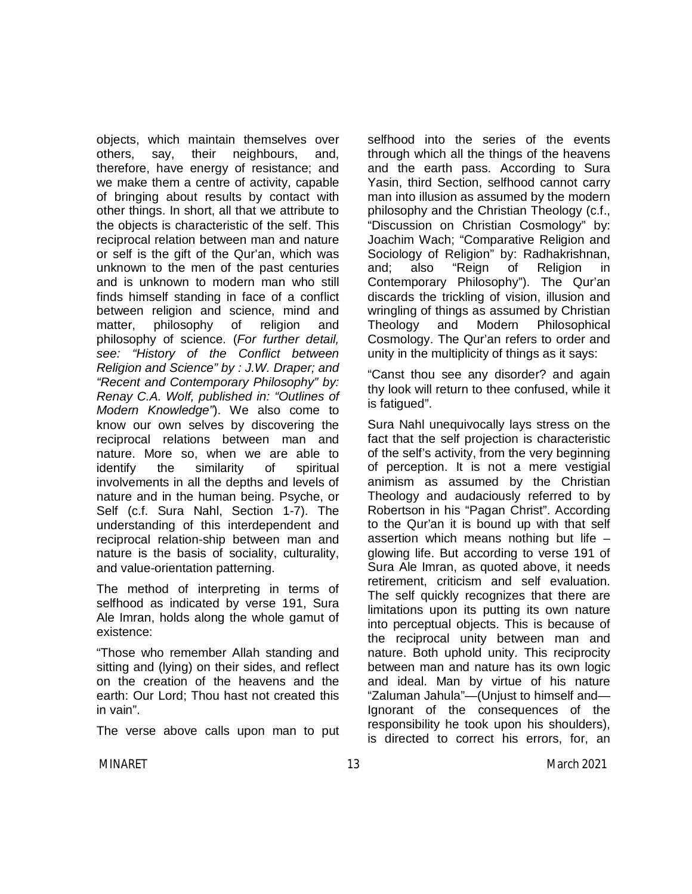objects, which maintain themselves over others, say, their neighbours, and, therefore, have energy of resistance; and we make them a centre of activity, capable of bringing about results by contact with other things. In short, all that we attribute to the objects is characteristic of the self. This reciprocal relation between man and nature or self is the gift of the Qur'an, which was unknown to the men of the past centuries and is unknown to modern man who still finds himself standing in face of a conflict between religion and science, mind and matter, philosophy of religion and philosophy of science. (*For further detail, see: "History of the Conflict between Religion and Science" by : J.W. Draper; and "Recent and Contemporary Philosophy" by: Renay C.A. Wolf, published in: "Outlines of Modern Knowledge"*). We also come to know our own selves by discovering the reciprocal relations between man and nature. More so, when we are able to identify the similarity of spiritual involvements in all the depths and levels of nature and in the human being. Psyche, or Self (c.f. Sura Nahl, Section 1-7). The understanding of this interdependent and reciprocal relation-ship between man and nature is the basis of sociality, culturality, and value-orientation patterning.

The method of interpreting in terms of selfhood as indicated by verse 191, Sura Ale Imran, holds along the whole gamut of existence:

"Those who remember Allah standing and sitting and (lying) on their sides, and reflect on the creation of the heavens and the earth: Our Lord; Thou hast not created this in vain".

The verse above calls upon man to put selfhood into the series of the events through which all the things of the heavens and the earth pass. According to Sura Yasin, third Section, selfhood cannot carry man into illusion as assumed by the modern philosophy and the Christian Theology (c.f., "Discussion on Christian Cosmology" by: Joachim Wach; "Comparative Religion and Sociology of Religion" by: Radhakrishnan, and; also "Reign of Religion in Contemporary Philosophy"). The Qur'an discards the trickling of vision, illusion and wringling of things as assumed by Christian Theology and Modern Philosophical Cosmology. The Qur'an refers to order and unity in the multiplicity of things as it says:

"Canst thou see any disorder? and again thy look will return to thee confused, while it is fatigued".

Sura Nahl unequivocally lays stress on the fact that the self projection is characteristic of the self's activity, from the very beginning of perception. It is not a mere vestigial animism as assumed by the Christian Theology and audaciously referred to by Robertson in his "Pagan Christ". According to the Qur'an it is bound up with that self assertion which means nothing but life – glowing life. But according to verse 191 of Sura Ale Imran, as quoted above, it needs retirement, criticism and self evaluation. The self quickly recognizes that there are limitations upon its putting its own nature into perceptual objects. This is because of the reciprocal unity between man and nature. Both uphold unity. This reciprocity between man and nature has its own logic and ideal. Man by virtue of his nature "Zaluman Jahula"—(Unjust to himself and—Ignorant of the consequences of the responsibility he took upon his shoulders), is directed to correct his errors, for, an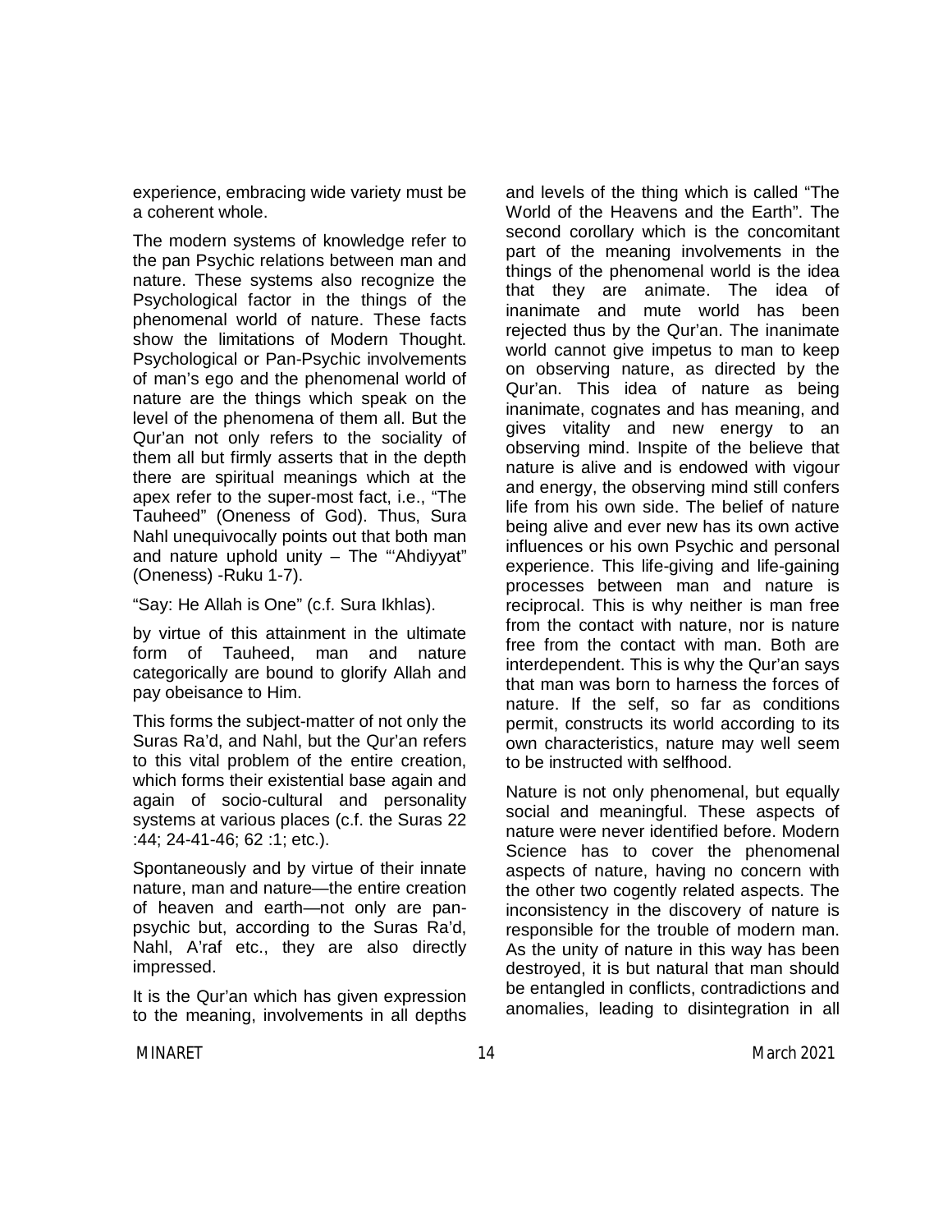experience, embracing wide variety must be a coherent whole.

The modern systems of knowledge refer to the pan Psychic relations between man and nature. These systems also recognize the Psychological factor in the things of the phenomenal world of nature. These facts show the limitations of Modern Thought. Psychological or Pan-Psychic involvements of man's ego and the phenomenal world of nature are the things which speak on the level of the phenomena of them all. But the Qur'an not only refers to the sociality of them all but firmly asserts that in the depth there are spiritual meanings which at the apex refer to the super-most fact, i.e., "The Tauheed" (Oneness of God). Thus, Sura Nahl unequivocally points out that both man and nature uphold unity – The "'Ahdiyyat" (Oneness) -Ruku 1-7).

"Say: He Allah is One" (c.f. Sura Ikhlas).

by virtue of this attainment in the ultimate form of Tauheed, man and nature categorically are bound to glorify Allah and pay obeisance to Him.

This forms the subject-matter of not only the Suras Ra'd, and Nahl, but the Qur'an refers to this vital problem of the entire creation, which forms their existential base again and again of socio-cultural and personality systems at various places (c.f. the Suras 22 :44; 24-41-46; 62 :1; etc.).

Spontaneously and by virtue of their innate nature, man and nature—the entire creation of heaven and earth—not only are pan-psychic but, according to the Suras Ra'd, Nahl, A'raf etc., they are also directly impressed.

It is the Qur'an which has given expression to the meaning, involvements in all depths and levels of the thing which is called "The World of the Heavens and the Earth". The second corollary which is the concomitant part of the meaning involvements in the things of the phenomenal world is the idea that they are animate. The idea of inanimate and mute world has been rejected thus by the Qur'an. The inanimate world cannot give impetus to man to keep on observing nature, as directed by the Qur'an. This idea of nature as being inanimate, cognates and has meaning, and gives vitality and new energy to an observing mind. Inspite of the believe that nature is alive and is endowed with vigour and energy, the observing mind still confers life from his own side. The belief of nature being alive and ever new has its own active influences or his own Psychic and personal experience. This life-giving and life-gaining processes between man and nature is reciprocal. This is why neither is man free from the contact with nature, nor is nature free from the contact with man. Both are interdependent. This is why the Qur'an says that man was born to harness the forces of nature. If the self, so far as conditions permit, constructs its world according to its own characteristics, nature may well seem to be instructed with selfhood.

Nature is not only phenomenal, but equally social and meaningful. These aspects of nature were never identified before. Modern Science has to cover the phenomenal aspects of nature, having no concern with the other two cogently related aspects. The inconsistency in the discovery of nature is responsible for the trouble of modern man. As the unity of nature in this way has been destroyed, it is but natural that man should be entangled in conflicts, contradictions and anomalies, leading to disintegration in all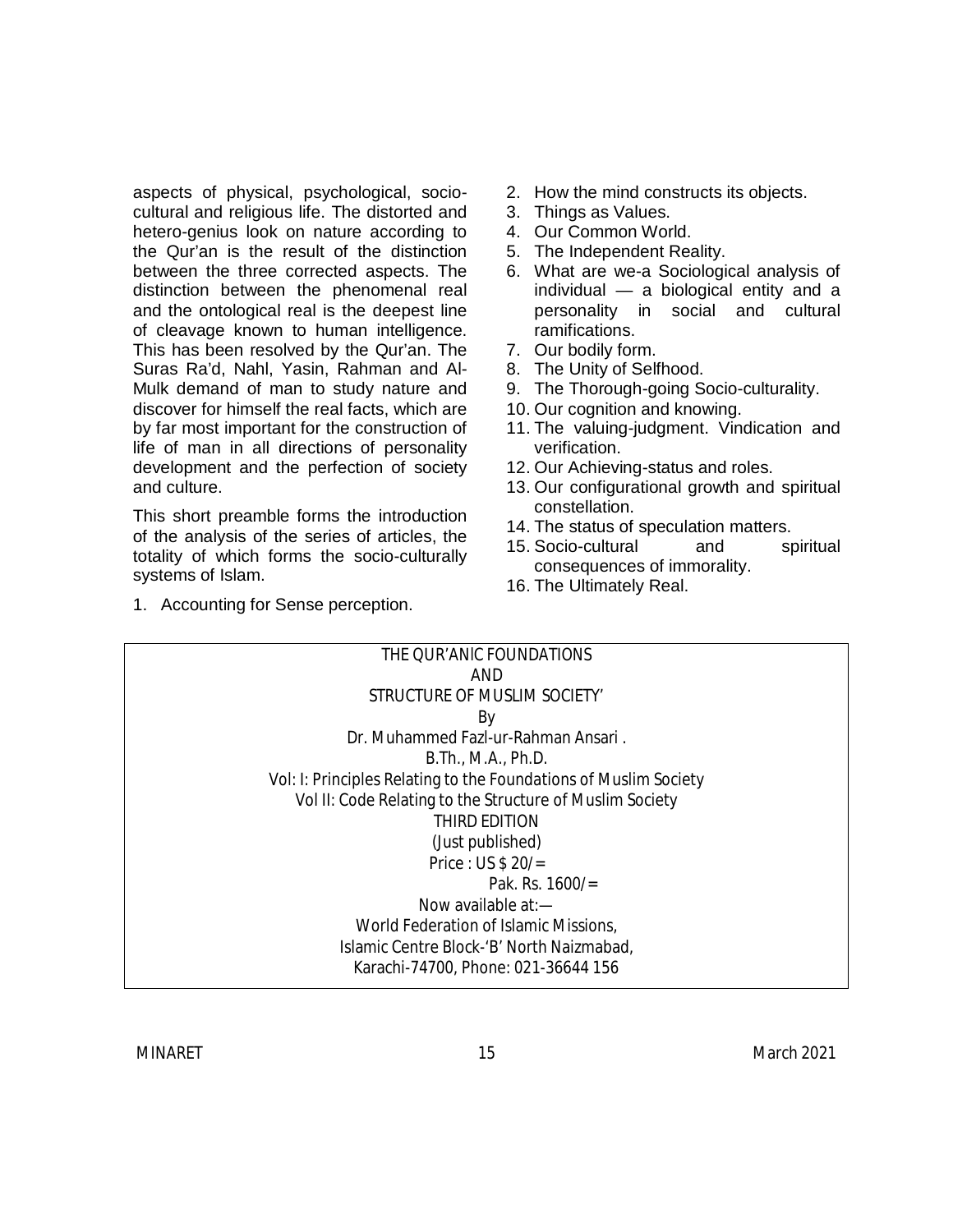aspects of physical, psychological, socio-cultural and religious life. The distorted and hetero-genius look on nature according to the Qur'an is the result of the distinction between the three corrected aspects. The distinction between the phenomenal real and the ontological real is the deepest line of cleavage known to human intelligence. This has been resolved by the Qur'an. The Suras Ra'd, Nahl, Yasin, Rahman and Al-Mulk demand of man to study nature and discover for himself the real facts, which are by far most important for the construction of life of man in all directions of personality development and the perfection of society and culture.

This short preamble forms the introduction of the analysis of the series of articles, the totality of which forms the socio-culturally systems of Islam.

1. Accounting for Sense perception.
2. How the mind constructs its objects.
3. Things as Values.
4. Our Common World.
5. The Independent Reality.
6. What are we-a Sociological analysis of individual — a biological entity and a personality in social and cultural ramifications.
7. Our bodily form.
8. The Unity of Selfhood.
9. The Thorough-going Socio-culturality.
10. Our cognition and knowing.
11. The valuing-judgment. Vindication and verification.
12. Our Achieving-status and roles.
13. Our configurational growth and spiritual constellation.
14. The status of speculation matters.
15. Socio-cultural and spiritual consequences of immorality.
16. The Ultimately Real.

---

THE QUR'ANIC FOUNDATIONS
AND
STRUCTURE OF MUSLIM SOCIETY'

By

Dr. Muhammed Fazl-ur-Rahman Ansari .
B.Th., M.A., Ph.D.

Vol: I: Principles Relating to the Foundations of Muslim Society
Vol II: Code Relating to the Structure of Muslim Society

THIRD EDITION
(Just published)

Price : US $ 20/=
Pak. Rs. 1600/=

Now available at:—
World Federation of Islamic Missions,
Islamic Centre Block-'B' North Naizmabad,
Karachi-74700, Phone: 021-36644 156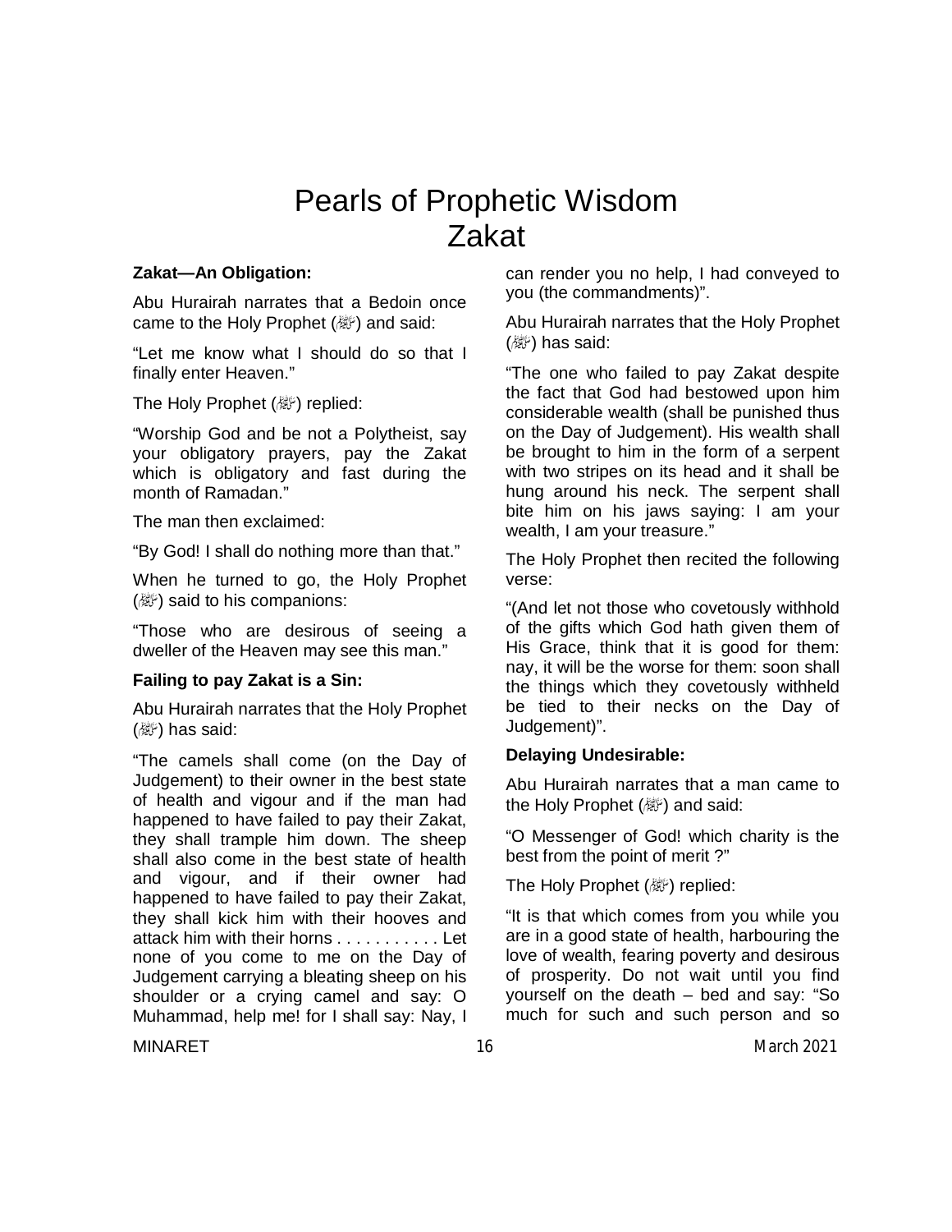# Pearls of Prophetic Wisdom
# Zakat

**Zakat—An Obligation:**

Abu Hurairah narrates that a Bedoin once came to the Holy Prophet (ﷺ) and said:

"Let me know what I should do so that I finally enter Heaven."

The Holy Prophet (ﷺ) replied:

"Worship God and be not a Polytheist, say your obligatory prayers, pay the Zakat which is obligatory and fast during the month of Ramadan."

The man then exclaimed:

"By God! I shall do nothing more than that."

When he turned to go, the Holy Prophet (ﷺ) said to his companions:

"Those who are desirous of seeing a dweller of the Heaven may see this man."

**Failing to pay Zakat is a Sin:**

Abu Hurairah narrates that the Holy Prophet (ﷺ) has said:

"The camels shall come (on the Day of Judgement) to their owner in the best state of health and vigour and if the man had happened to have failed to pay their Zakat, they shall trample him down. The sheep shall also come in the best state of health and vigour, and if their owner had happened to have failed to pay their Zakat, they shall kick him with their hooves and attack him with their horns . . . . . . . . . . . Let none of you come to me on the Day of Judgement carrying a bleating sheep on his shoulder or a crying camel and say: O Muhammad, help me! for I shall say: Nay, I can render you no help, I had conveyed to you (the commandments)".

Abu Hurairah narrates that the Holy Prophet (ﷺ) has said:

"The one who failed to pay Zakat despite the fact that God had bestowed upon him considerable wealth (shall be punished thus on the Day of Judgement). His wealth shall be brought to him in the form of a serpent with two stripes on its head and it shall be hung around his neck. The serpent shall bite him on his jaws saying: I am your wealth, I am your treasure."

The Holy Prophet then recited the following verse:

"(And let not those who covetously withhold of the gifts which God hath given them of His Grace, think that it is good for them: nay, it will be the worse for them: soon shall the things which they covetously withheld be tied to their necks on the Day of Judgement)".

**Delaying Undesirable:**

Abu Hurairah narrates that a man came to the Holy Prophet (ﷺ) and said:

"O Messenger of God! which charity is the best from the point of merit ?"

The Holy Prophet (ﷺ) replied:

"It is that which comes from you while you are in a good state of health, harbouring the love of wealth, fearing poverty and desirous of prosperity. Do not wait until you find yourself on the death – bed and say: "So much for such and such person and so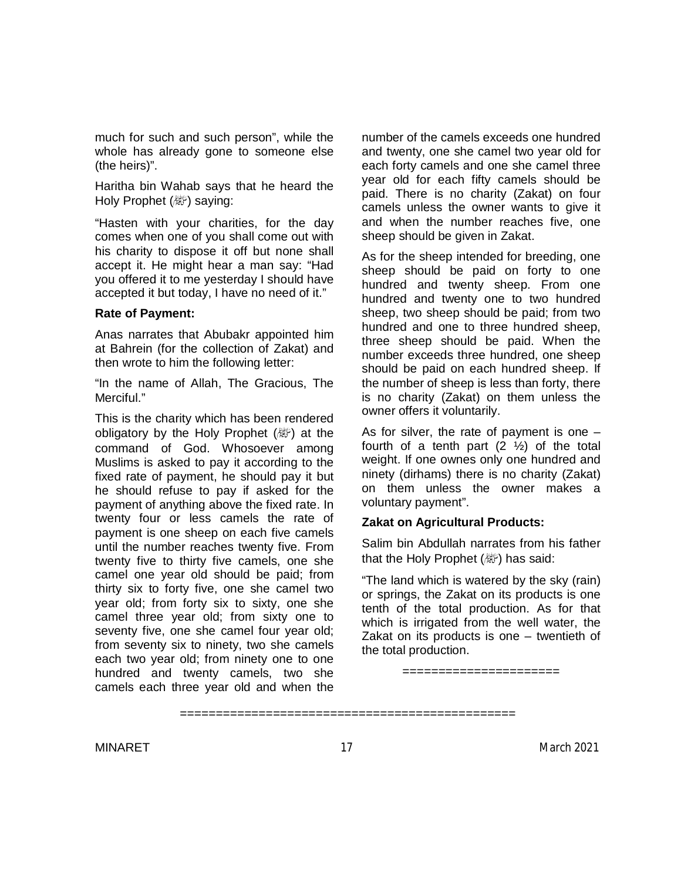much for such and such person", while the whole has already gone to someone else (the heirs)".

Haritha bin Wahab says that he heard the Holy Prophet (ﷺ) saying:

"Hasten with your charities, for the day comes when one of you shall come out with his charity to dispose it off but none shall accept it. He might hear a man say: "Had you offered it to me yesterday I should have accepted it but today, I have no need of it."

**Rate of Payment:**

Anas narrates that Abubakr appointed him at Bahrein (for the collection of Zakat) and then wrote to him the following letter:

"In the name of Allah, The Gracious, The Merciful."

This is the charity which has been rendered obligatory by the Holy Prophet (ﷺ) at the command of God. Whosoever among Muslims is asked to pay it according to the fixed rate of payment, he should pay it but he should refuse to pay if asked for the payment of anything above the fixed rate. In twenty four or less camels the rate of payment is one sheep on each five camels until the number reaches twenty five. From twenty five to thirty five camels, one she camel one year old should be paid; from thirty six to forty five, one she camel two year old; from forty six to sixty, one she camel three year old; from sixty one to seventy five, one she camel four year old; from seventy six to ninety, two she camels each two year old; from ninety one to one hundred and twenty camels, two she camels each three year old and when the number of the camels exceeds one hundred and twenty, one she camel two year old for each forty camels and one she camel three year old for each fifty camels should be paid. There is no charity (Zakat) on four camels unless the owner wants to give it and when the number reaches five, one sheep should be given in Zakat.

As for the sheep intended for breeding, one sheep should be paid on forty to one hundred and twenty sheep. From one hundred and twenty one to two hundred sheep, two sheep should be paid; from two hundred and one to three hundred sheep, three sheep should be paid. When the number exceeds three hundred, one sheep should be paid on each hundred sheep. If the number of sheep is less than forty, there is no charity (Zakat) on them unless the owner offers it voluntarily.

As for silver, the rate of payment is one – fourth of a tenth part (2 ½) of the total weight. If one ownes only one hundred and ninety (dirhams) there is no charity (Zakat) on them unless the owner makes a voluntary payment".

**Zakat on Agricultural Products:**

Salim bin Abdullah narrates from his father that the Holy Prophet (ﷺ) has said:

"The land which is watered by the sky (rain) or springs, the Zakat on its products is one tenth of the total production. As for that which is irrigated from the well water, the Zakat on its products is one – twentieth of the total production.

=====================

============================================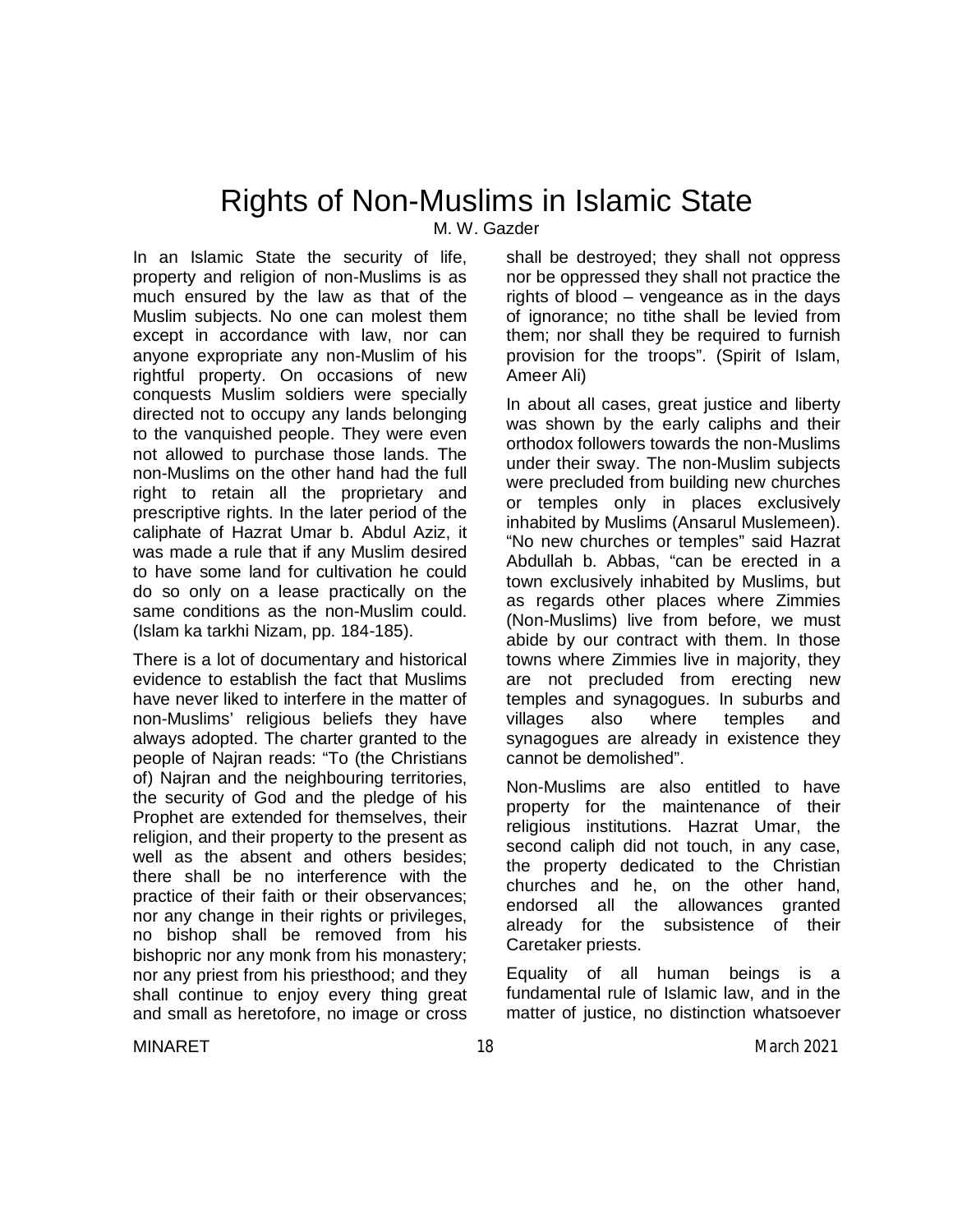# Rights of Non-Muslims in Islamic State

M. W. Gazder

In an Islamic State the security of life, property and religion of non-Muslims is as much ensured by the law as that of the Muslim subjects. No one can molest them except in accordance with law, nor can anyone expropriate any non-Muslim of his rightful property. On occasions of new conquests Muslim soldiers were specially directed not to occupy any lands belonging to the vanquished people. They were even not allowed to purchase those lands. The non-Muslims on the other hand had the full right to retain all the proprietary and prescriptive rights. In the later period of the caliphate of Hazrat Umar b. Abdul Aziz, it was made a rule that if any Muslim desired to have some land for cultivation he could do so only on a lease practically on the same conditions as the non-Muslim could. (Islam ka tarkhi Nizam, pp. 184-185).

There is a lot of documentary and historical evidence to establish the fact that Muslims have never liked to interfere in the matter of non-Muslims' religious beliefs they have always adopted. The charter granted to the people of Najran reads: "To (the Christians of) Najran and the neighbouring territories, the security of God and the pledge of his Prophet are extended for themselves, their religion, and their property to the present as well as the absent and others besides; there shall be no interference with the practice of their faith or their observances; nor any change in their rights or privileges, no bishop shall be removed from his bishopric nor any monk from his monastery; nor any priest from his priesthood; and they shall continue to enjoy every thing great and small as heretofore, no image or cross shall be destroyed; they shall not oppress nor be oppressed they shall not practice the rights of blood – vengeance as in the days of ignorance; no tithe shall be levied from them; nor shall they be required to furnish provision for the troops". (Spirit of Islam, Ameer Ali)

In about all cases, great justice and liberty was shown by the early caliphs and their orthodox followers towards the non-Muslims under their sway. The non-Muslim subjects were precluded from building new churches or temples only in places exclusively inhabited by Muslims (Ansarul Muslemeen). "No new churches or temples" said Hazrat Abdullah b. Abbas, "can be erected in a town exclusively inhabited by Muslims, but as regards other places where Zimmies (Non-Muslims) live from before, we must abide by our contract with them. In those towns where Zimmies live in majority, they are not precluded from erecting new temples and synagogues. In suburbs and villages also where temples and synagogues are already in existence they cannot be demolished".

Non-Muslims are also entitled to have property for the maintenance of their religious institutions. Hazrat Umar, the second caliph did not touch, in any case, the property dedicated to the Christian churches and he, on the other hand, endorsed all the allowances granted already for the subsistence of their Caretaker priests.

Equality of all human beings is a fundamental rule of Islamic law, and in the matter of justice, no distinction whatsoever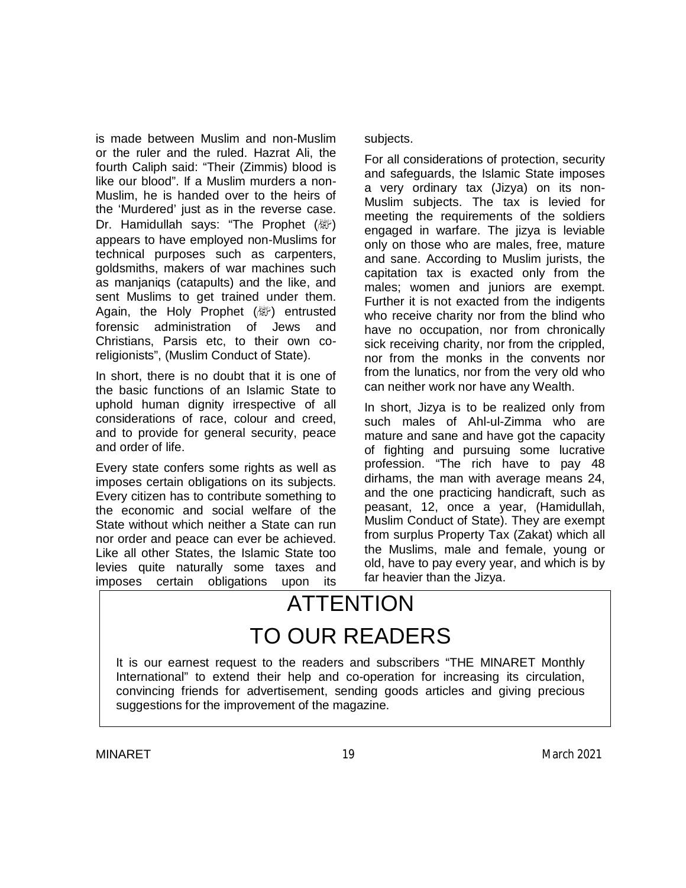is made between Muslim and non-Muslim or the ruler and the ruled. Hazrat Ali, the fourth Caliph said: "Their (Zimmis) blood is like our blood". If a Muslim murders a non-Muslim, he is handed over to the heirs of the 'Murdered' just as in the reverse case. Dr. Hamidullah says: "The Prophet (ﷺ) appears to have employed non-Muslims for technical purposes such as carpenters, goldsmiths, makers of war machines such as manjaniqs (catapults) and the like, and sent Muslims to get trained under them. Again, the Holy Prophet (ﷺ) entrusted forensic administration of Jews and Christians, Parsis etc, to their own co-religionists", (Muslim Conduct of State).

In short, there is no doubt that it is one of the basic functions of an Islamic State to uphold human dignity irrespective of all considerations of race, colour and creed, and to provide for general security, peace and order of life.

Every state confers some rights as well as imposes certain obligations on its subjects. Every citizen has to contribute something to the economic and social welfare of the State without which neither a State can run nor order and peace can ever be achieved. Like all other States, the Islamic State too levies quite naturally some taxes and imposes certain obligations upon its subjects.

For all considerations of protection, security and safeguards, the Islamic State imposes a very ordinary tax (Jizya) on its non-Muslim subjects. The tax is levied for meeting the requirements of the soldiers engaged in warfare. The jizya is leviable only on those who are males, free, mature and sane. According to Muslim jurists, the capitation tax is exacted only from the males; women and juniors are exempt. Further it is not exacted from the indigents who receive charity nor from the blind who have no occupation, nor from chronically sick receiving charity, nor from the crippled, nor from the monks in the convents nor from the lunatics, nor from the very old who can neither work nor have any Wealth.

In short, Jizya is to be realized only from such males of Ahl-ul-Zimma who are mature and sane and have got the capacity of fighting and pursuing some lucrative profession. "The rich have to pay 48 dirhams, the man with average means 24, and the one practicing handicraft, such as peasant, 12, once a year, (Hamidullah, Muslim Conduct of State). They are exempt from surplus Property Tax (Zakat) which all the Muslims, male and female, young or old, have to pay every year, and which is by far heavier than the Jizya.

# ATTENTION
# TO OUR READERS

It is our earnest request to the readers and subscribers "THE MINARET Monthly International" to extend their help and co-operation for increasing its circulation, convincing friends for advertisement, sending goods articles and giving precious suggestions for the improvement of the magazine.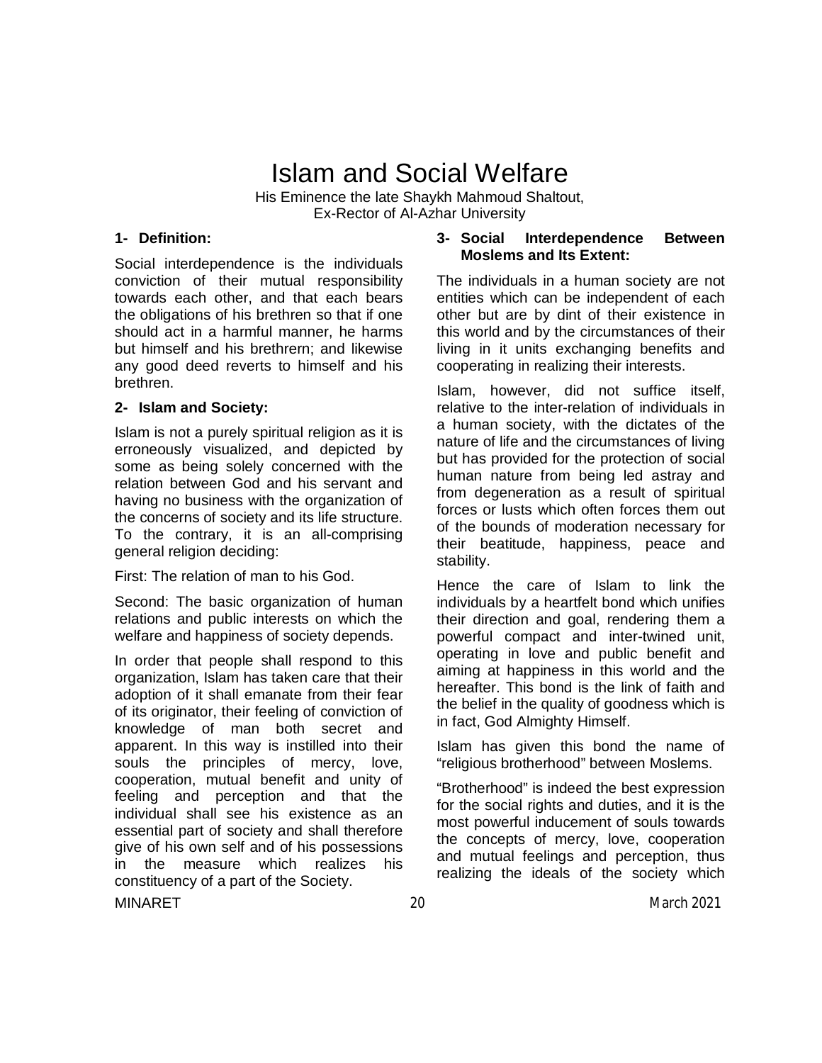# Islam and Social Welfare

His Eminence the late Shaykh Mahmoud Shaltout,
Ex-Rector of Al-Azhar University

### 1- Definition:

Social interdependence is the individuals conviction of their mutual responsibility towards each other, and that each bears the obligations of his brethren so that if one should act in a harmful manner, he harms but himself and his brethrern; and likewise any good deed reverts to himself and his brethren.

### 2- Islam and Society:

Islam is not a purely spiritual religion as it is erroneously visualized, and depicted by some as being solely concerned with the relation between God and his servant and having no business with the organization of the concerns of society and its life structure. To the contrary, it is an all-comprising general religion deciding:

First: The relation of man to his God.

Second: The basic organization of human relations and public interests on which the welfare and happiness of society depends.

In order that people shall respond to this organization, Islam has taken care that their adoption of it shall emanate from their fear of its originator, their feeling of conviction of knowledge of man both secret and apparent. In this way is instilled into their souls the principles of mercy, love, cooperation, mutual benefit and unity of feeling and perception and that the individual shall see his existence as an essential part of society and shall therefore give of his own self and of his possessions in the measure which realizes his constituency of a part of the Society.

### 3- Social Interdependence Between Moslems and Its Extent:

The individuals in a human society are not entities which can be independent of each other but are by dint of their existence in this world and by the circumstances of their living in it units exchanging benefits and cooperating in realizing their interests.

Islam, however, did not suffice itself, relative to the inter-relation of individuals in a human society, with the dictates of the nature of life and the circumstances of living but has provided for the protection of social human nature from being led astray and from degeneration as a result of spiritual forces or lusts which often forces them out of the bounds of moderation necessary for their beatitude, happiness, peace and stability.

Hence the care of Islam to link the individuals by a heartfelt bond which unifies their direction and goal, rendering them a powerful compact and inter-twined unit, operating in love and public benefit and aiming at happiness in this world and the hereafter. This bond is the link of faith and the belief in the quality of goodness which is in fact, God Almighty Himself.

Islam has given this bond the name of "religious brotherhood" between Moslems.

"Brotherhood" is indeed the best expression for the social rights and duties, and it is the most powerful inducement of souls towards the concepts of mercy, love, cooperation and mutual feelings and perception, thus realizing the ideals of the society which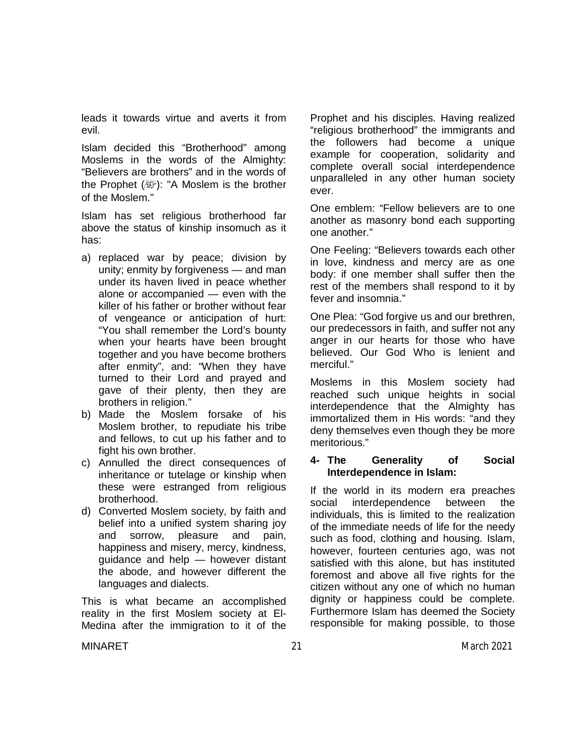leads it towards virtue and averts it from evil.

Islam decided this "Brotherhood" among Moslems in the words of the Almighty: "Believers are brothers" and in the words of the Prophet (ﷺ): "A Moslem is the brother of the Moslem."

Islam has set religious brotherhood far above the status of kinship insomuch as it has:

a) replaced war by peace; division by unity; enmity by forgiveness — and man under its haven lived in peace whether alone or accompanied — even with the killer of his father or brother without fear of vengeance or anticipation of hurt: "You shall remember the Lord's bounty when your hearts have been brought together and you have become brothers after enmity", and: "When they have turned to their Lord and prayed and gave of their plenty, then they are brothers in religion."
b) Made the Moslem forsake of his Moslem brother, to repudiate his tribe and fellows, to cut up his father and to fight his own brother.
c) Annulled the direct consequences of inheritance or tutelage or kinship when these were estranged from religious brotherhood.
d) Converted Moslem society, by faith and belief into a unified system sharing joy and sorrow, pleasure and pain, happiness and misery, mercy, kindness, guidance and help — however distant the abode, and however different the languages and dialects.

This is what became an accomplished reality in the first Moslem society at El-Medina after the immigration to it of the Prophet and his disciples. Having realized "religious brotherhood" the immigrants and the followers had become a unique example for cooperation, solidarity and complete overall social interdependence unparalleled in any other human society ever.

One emblem: "Fellow believers are to one another as masonry bond each supporting one another."

One Feeling: "Believers towards each other in love, kindness and mercy are as one body: if one member shall suffer then the rest of the members shall respond to it by fever and insomnia."

One Plea: "God forgive us and our brethren, our predecessors in faith, and suffer not any anger in our hearts for those who have believed. Our God Who is lenient and merciful."

Moslems in this Moslem society had reached such unique heights in social interdependence that the Almighty has immortalized them in His words: "and they deny themselves even though they be more meritorious."

**4- The Generality of Social Interdependence in Islam:**

If the world in its modern era preaches social interdependence between the individuals, this is limited to the realization of the immediate needs of life for the needy such as food, clothing and housing. Islam, however, fourteen centuries ago, was not satisfied with this alone, but has instituted foremost and above all five rights for the citizen without any one of which no human dignity or happiness could be complete. Furthermore Islam has deemed the Society responsible for making possible, to those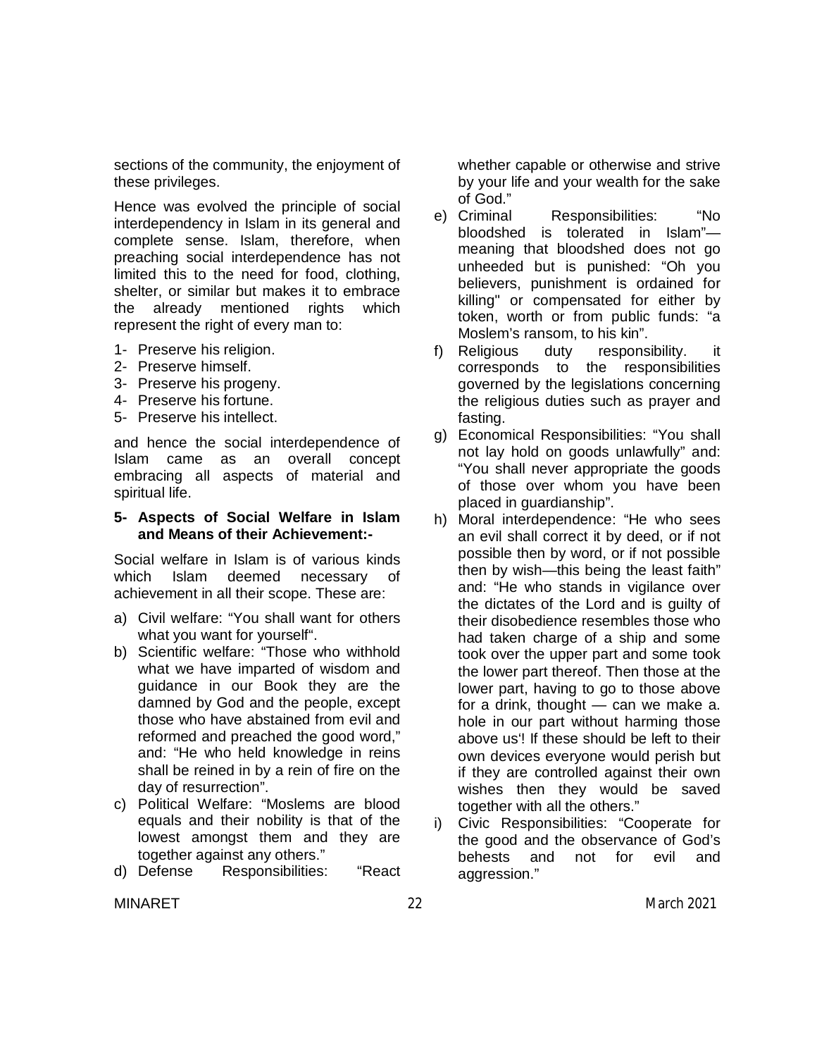sections of the community, the enjoyment of these privileges.

Hence was evolved the principle of social interdependency in Islam in its general and complete sense. Islam, therefore, when preaching social interdependence has not limited this to the need for food, clothing, shelter, or similar but makes it to embrace the already mentioned rights which represent the right of every man to:

1- Preserve his religion.
2- Preserve himself.
3- Preserve his progeny.
4- Preserve his fortune.
5- Preserve his intellect.

and hence the social interdependence of Islam came as an overall concept embracing all aspects of material and spiritual life.

**5- Aspects of Social Welfare in Islam and Means of their Achievement:-**

Social welfare in Islam is of various kinds which Islam deemed necessary of achievement in all their scope. These are:

a) Civil welfare: "You shall want for others what you want for yourself".
b) Scientific welfare: "Those who withhold what we have imparted of wisdom and guidance in our Book they are the damned by God and the people, except those who have abstained from evil and reformed and preached the good word," and: "He who held knowledge in reins shall be reined in by a rein of fire on the day of resurrection".
c) Political Welfare: "Moslems are blood equals and their nobility is that of the lowest amongst them and they are together against any others."
d) Defense Responsibilities: "React whether capable or otherwise and strive by your life and your wealth for the sake of God."
e) Criminal Responsibilities: "No bloodshed is tolerated in Islam"—meaning that bloodshed does not go unheeded but is punished: "Oh you believers, punishment is ordained for killing" or compensated for either by token, worth or from public funds: "a Moslem's ransom, to his kin".
f) Religious duty responsibility. it corresponds to the responsibilities governed by the legislations concerning the religious duties such as prayer and fasting.
g) Economical Responsibilities: "You shall not lay hold on goods unlawfully" and: "You shall never appropriate the goods of those over whom you have been placed in guardianship".
h) Moral interdependence: "He who sees an evil shall correct it by deed, or if not possible then by word, or if not possible then by wish—this being the least faith" and: "He who stands in vigilance over the dictates of the Lord and is guilty of their disobedience resembles those who had taken charge of a ship and some took over the upper part and some took the lower part thereof. Then those at the lower part, having to go to those above for a drink, thought — can we make a. hole in our part without harming those above us'! If these should be left to their own devices everyone would perish but if they are controlled against their own wishes then they would be saved together with all the others."
i) Civic Responsibilities: "Cooperate for the good and the observance of God's behests and not for evil and aggression."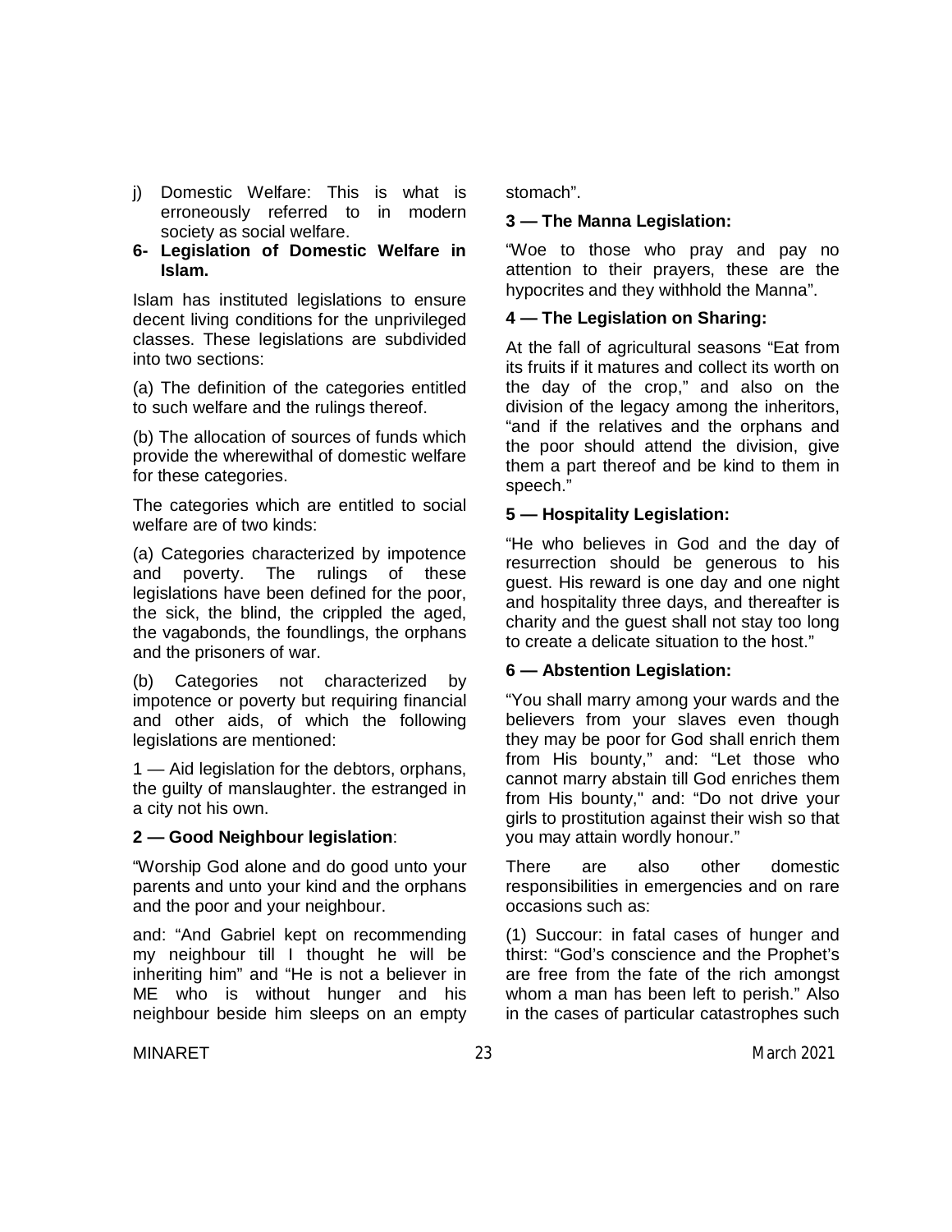j) Domestic Welfare: This is what is erroneously referred to in modern society as social welfare.

**6- Legislation of Domestic Welfare in Islam.**

Islam has instituted legislations to ensure decent living conditions for the unprivileged classes. These legislations are subdivided into two sections:

(a) The definition of the categories entitled to such welfare and the rulings thereof.

(b) The allocation of sources of funds which provide the wherewithal of domestic welfare for these categories.

The categories which are entitled to social welfare are of two kinds:

(a) Categories characterized by impotence and poverty. The rulings of these legislations have been defined for the poor, the sick, the blind, the crippled the aged, the vagabonds, the foundlings, the orphans and the prisoners of war.

(b) Categories not characterized by impotence or poverty but requiring financial and other aids, of which the following legislations are mentioned:

1 — Aid legislation for the debtors, orphans, the guilty of manslaughter. the estranged in a city not his own.

**2 — Good Neighbour legislation**:

"Worship God alone and do good unto your parents and unto your kind and the orphans and the poor and your neighbour.

and: "And Gabriel kept on recommending my neighbour till I thought he will be inheriting him" and "He is not a believer in ME who is without hunger and his neighbour beside him sleeps on an empty stomach".

**3 — The Manna Legislation:**

"Woe to those who pray and pay no attention to their prayers, these are the hypocrites and they withhold the Manna".

**4 — The Legislation on Sharing:**

At the fall of agricultural seasons "Eat from its fruits if it matures and collect its worth on the day of the crop," and also on the division of the legacy among the inheritors, "and if the relatives and the orphans and the poor should attend the division, give them a part thereof and be kind to them in speech."

**5 — Hospitality Legislation:**

"He who believes in God and the day of resurrection should be generous to his guest. His reward is one day and one night and hospitality three days, and thereafter is charity and the guest shall not stay too long to create a delicate situation to the host."

**6 — Abstention Legislation:**

"You shall marry among your wards and the believers from your slaves even though they may be poor for God shall enrich them from His bounty," and: "Let those who cannot marry abstain till God enriches them from His bounty," and: "Do not drive your girls to prostitution against their wish so that you may attain wordly honour."

There are also other domestic responsibilities in emergencies and on rare occasions such as:

(1) Succour: in fatal cases of hunger and thirst: "God's conscience and the Prophet's are free from the fate of the rich amongst whom a man has been left to perish." Also in the cases of particular catastrophes such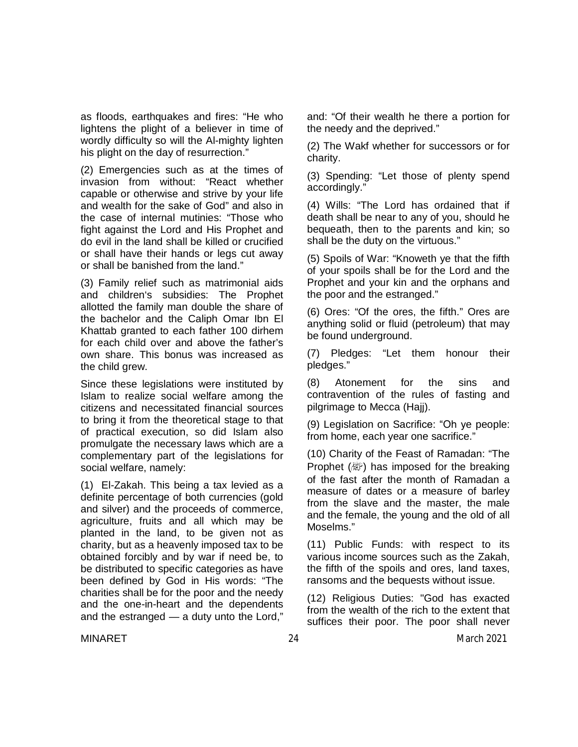as floods, earthquakes and fires: “He who lightens the plight of a believer in time of wordly difficulty so will the Al-mighty lighten his plight on the day of resurrection.”

(2) Emergencies such as at the times of invasion from without: “React whether capable or otherwise and strive by your life and wealth for the sake of God” and also in the case of internal mutinies: “Those who fight against the Lord and His Prophet and do evil in the land shall be killed or crucified or shall have their hands or legs cut away or shall be banished from the land.”

(3) Family relief such as matrimonial aids and children‘s subsidies: The Prophet allotted the family man double the share of the bachelor and the Caliph Omar Ibn El Khattab granted to each father 100 dirhem for each child over and above the father’s own share. This bonus was increased as the child grew.

Since these legislations were instituted by Islam to realize social welfare among the citizens and necessitated financial sources to bring it from the theoretical stage to that of practical execution, so did Islam also promulgate the necessary laws which are a complementary part of the legislations for social welfare, namely:

(1) El-Zakah. This being a tax levied as a definite percentage of both currencies (gold and silver) and the proceeds of commerce, agriculture, fruits and all which may be planted in the land, to be given not as charity, but as a heavenly imposed tax to be obtained forcibly and by war if need be, to be distributed to specific categories as have been defined by God in His words: “The charities shall be for the poor and the needy and the one-in-heart and the dependents and the estranged — a duty unto the Lord,” and: “Of their wealth he there a portion for the needy and the deprived.”

(2) The Wakf whether for successors or for charity.

(3) Spending: “Let those of plenty spend accordingly.”

(4) Wills: “The Lord has ordained that if death shall be near to any of you, should he bequeath, then to the parents and kin; so shall be the duty on the virtuous.”

(5) Spoils of War: “Knoweth ye that the fifth of your spoils shall be for the Lord and the Prophet and your kin and the orphans and the poor and the estranged.”

(6) Ores: “Of the ores, the fifth.” Ores are anything solid or fluid (petroleum) that may be found underground.

(7) Pledges: “Let them honour their pledges.”

(8) Atonement for the sins and contravention of the rules of fasting and pilgrimage to Mecca (Hajj).

(9) Legislation on Sacrifice: “Oh ye people: from home, each year one sacrifice.”

(10) Charity of the Feast of Ramadan: “The Prophet (ﷺ) has imposed for the breaking of the fast after the month of Ramadan a measure of dates or a measure of barley from the slave and the master, the male and the female, the young and the old of all Moselms.”

(11) Public Funds: with respect to its various income sources such as the Zakah, the fifth of the spoils and ores, land taxes, ransoms and the bequests without issue.

(12) Religious Duties: "God has exacted from the wealth of the rich to the extent that suffices their poor. The poor shall never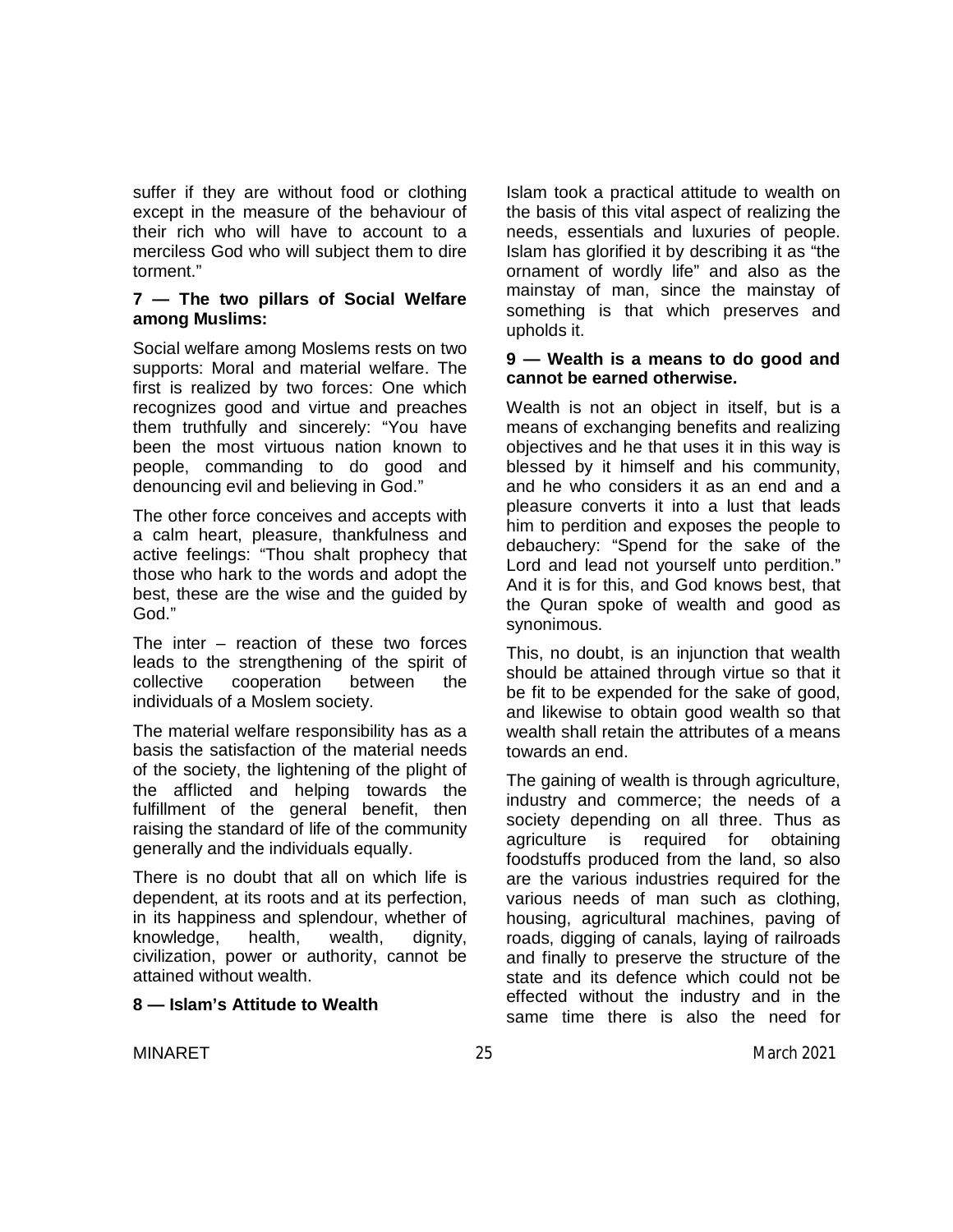suffer if they are without food or clothing except in the measure of the behaviour of their rich who will have to account to a merciless God who will subject them to dire torment."

**7 — The two pillars of Social Welfare among Muslims:**

Social welfare among Moslems rests on two supports: Moral and material welfare. The first is realized by two forces: One which recognizes good and virtue and preaches them truthfully and sincerely: "You have been the most virtuous nation known to people, commanding to do good and denouncing evil and believing in God."

The other force conceives and accepts with a calm heart, pleasure, thankfulness and active feelings: "Thou shalt prophecy that those who hark to the words and adopt the best, these are the wise and the guided by God."

The inter – reaction of these two forces leads to the strengthening of the spirit of collective cooperation between the individuals of a Moslem society.

The material welfare responsibility has as a basis the satisfaction of the material needs of the society, the lightening of the plight of the afflicted and helping towards the fulfillment of the general benefit, then raising the standard of life of the community generally and the individuals equally.

There is no doubt that all on which life is dependent, at its roots and at its perfection, in its happiness and splendour, whether of knowledge, health, wealth, dignity, civilization, power or authority, cannot be attained without wealth.

**8 — Islam's Attitude to Wealth**

Islam took a practical attitude to wealth on the basis of this vital aspect of realizing the needs, essentials and luxuries of people. Islam has glorified it by describing it as "the ornament of wordly life" and also as the mainstay of man, since the mainstay of something is that which preserves and upholds it.

**9 — Wealth is a means to do good and cannot be earned otherwise.**

Wealth is not an object in itself, but is a means of exchanging benefits and realizing objectives and he that uses it in this way is blessed by it himself and his community, and he who considers it as an end and a pleasure converts it into a lust that leads him to perdition and exposes the people to debauchery: "Spend for the sake of the Lord and lead not yourself unto perdition." And it is for this, and God knows best, that the Quran spoke of wealth and good as synonimous.

This, no doubt, is an injunction that wealth should be attained through virtue so that it be fit to be expended for the sake of good, and likewise to obtain good wealth so that wealth shall retain the attributes of a means towards an end.

The gaining of wealth is through agriculture, industry and commerce; the needs of a society depending on all three. Thus as agriculture is required for obtaining foodstuffs produced from the land, so also are the various industries required for the various needs of man such as clothing, housing, agricultural machines, paving of roads, digging of canals, laying of railroads and finally to preserve the structure of the state and its defence which could not be effected without the industry and in the same time there is also the need for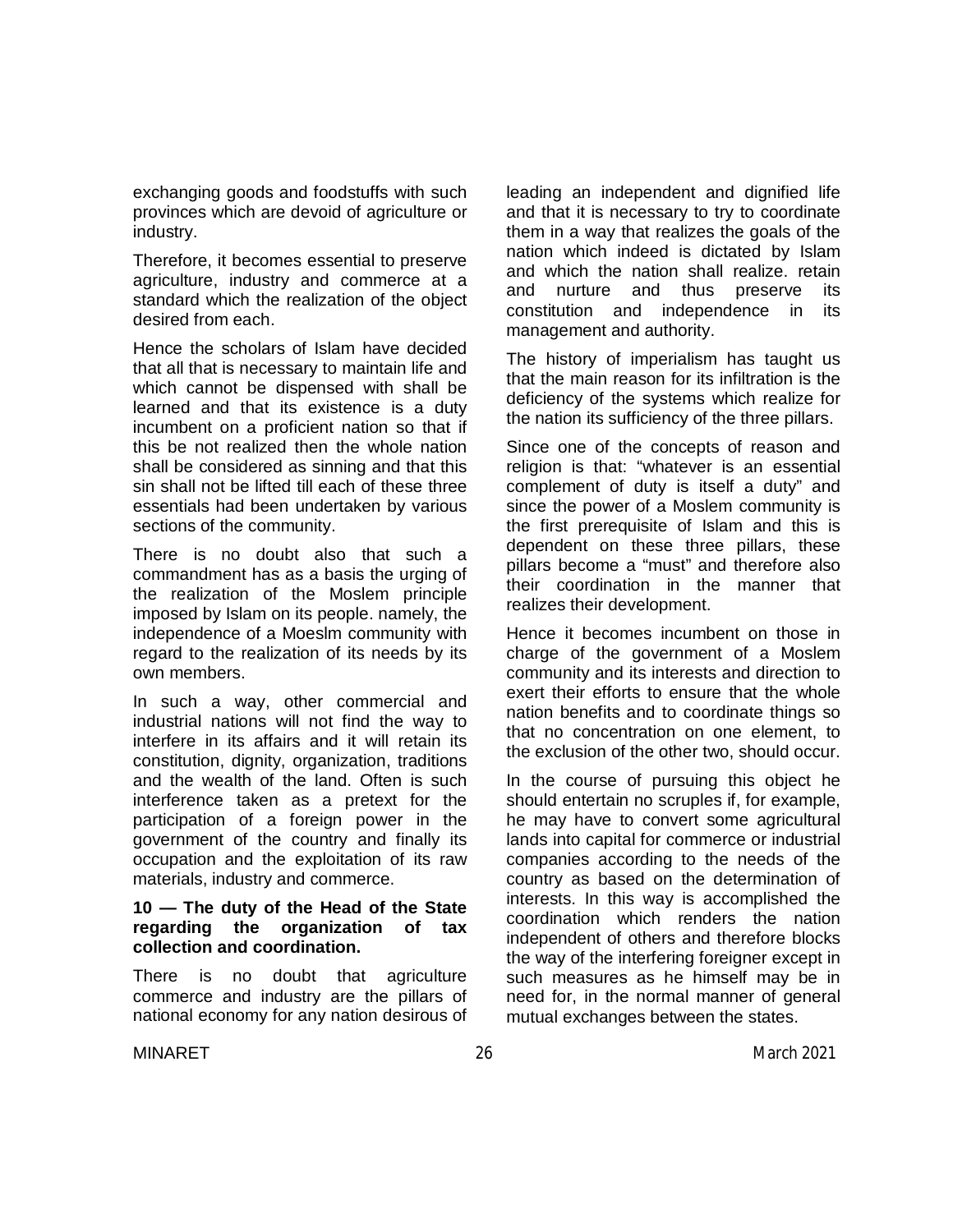exchanging goods and foodstuffs with such provinces which are devoid of agriculture or industry.

Therefore, it becomes essential to preserve agriculture, industry and commerce at a standard which the realization of the object desired from each.

Hence the scholars of Islam have decided that all that is necessary to maintain life and which cannot be dispensed with shall be learned and that its existence is a duty incumbent on a proficient nation so that if this be not realized then the whole nation shall be considered as sinning and that this sin shall not be lifted till each of these three essentials had been undertaken by various sections of the community.

There is no doubt also that such a commandment has as a basis the urging of the realization of the Moslem principle imposed by Islam on its people. namely, the independence of a Moeslm community with regard to the realization of its needs by its own members.

In such a way, other commercial and industrial nations will not find the way to interfere in its affairs and it will retain its constitution, dignity, organization, traditions and the wealth of the land. Often is such interference taken as a pretext for the participation of a foreign power in the government of the country and finally its occupation and the exploitation of its raw materials, industry and commerce.

**10 — The duty of the Head of the State regarding the organization of tax collection and coordination.**

There is no doubt that agriculture commerce and industry are the pillars of national economy for any nation desirous of leading an independent and dignified life and that it is necessary to try to coordinate them in a way that realizes the goals of the nation which indeed is dictated by Islam and which the nation shall realize. retain and nurture and thus preserve its constitution and independence in its management and authority.

The history of imperialism has taught us that the main reason for its infiltration is the deficiency of the systems which realize for the nation its sufficiency of the three pillars.

Since one of the concepts of reason and religion is that: "whatever is an essential complement of duty is itself a duty" and since the power of a Moslem community is the first prerequisite of Islam and this is dependent on these three pillars, these pillars become a "must" and therefore also their coordination in the manner that realizes their development.

Hence it becomes incumbent on those in charge of the government of a Moslem community and its interests and direction to exert their efforts to ensure that the whole nation benefits and to coordinate things so that no concentration on one element, to the exclusion of the other two, should occur.

In the course of pursuing this object he should entertain no scruples if, for example, he may have to convert some agricultural lands into capital for commerce or industrial companies according to the needs of the country as based on the determination of interests. In this way is accomplished the coordination which renders the nation independent of others and therefore blocks the way of the interfering foreigner except in such measures as he himself may be in need for, in the normal manner of general mutual exchanges between the states.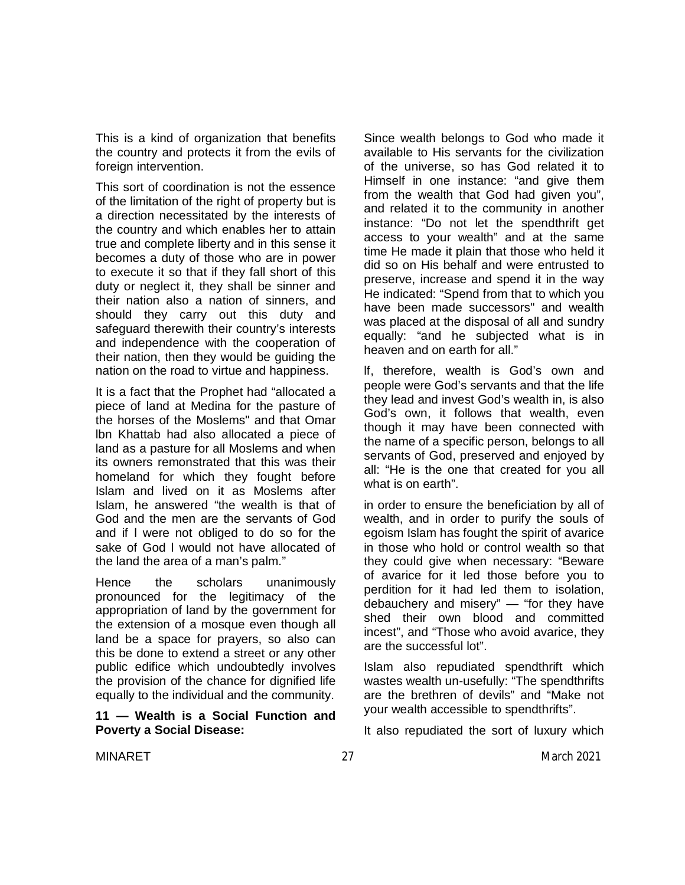This is a kind of organization that benefits the country and protects it from the evils of foreign intervention.

This sort of coordination is not the essence of the limitation of the right of property but is a direction necessitated by the interests of the country and which enables her to attain true and complete liberty and in this sense it becomes a duty of those who are in power to execute it so that if they fall short of this duty or neglect it, they shall be sinner and their nation also a nation of sinners, and should they carry out this duty and safeguard therewith their country's interests and independence with the cooperation of their nation, then they would be guiding the nation on the road to virtue and happiness.

It is a fact that the Prophet had "allocated a piece of land at Medina for the pasture of the horses of the Moslems" and that Omar Ibn Khattab had also allocated a piece of land as a pasture for all Moslems and when its owners remonstrated that this was their homeland for which they fought before Islam and lived on it as Moslems after Islam, he answered "the wealth is that of God and the men are the servants of God and if I were not obliged to do so for the sake of God I would not have allocated of the land the area of a man's palm."

Hence the scholars unanimously pronounced for the legitimacy of the appropriation of land by the government for the extension of a mosque even though all land be a space for prayers, so also can this be done to extend a street or any other public edifice which undoubtedly involves the provision of the chance for dignified life equally to the individual and the community.

**11 — Wealth is a Social Function and Poverty a Social Disease:**

Since wealth belongs to God who made it available to His servants for the civilization of the universe, so has God related it to Himself in one instance: "and give them from the wealth that God had given you", and related it to the community in another instance: "Do not let the spendthrift get access to your wealth" and at the same time He made it plain that those who held it did so on His behalf and were entrusted to preserve, increase and spend it in the way He indicated: "Spend from that to which you have been made successors" and wealth was placed at the disposal of all and sundry equally: "and he subjected what is in heaven and on earth for all."

If, therefore, wealth is God's own and people were God's servants and that the life they lead and invest God's wealth in, is also God's own, it follows that wealth, even though it may have been connected with the name of a specific person, belongs to all servants of God, preserved and enjoyed by all: "He is the one that created for you all what is on earth".

in order to ensure the beneficiation by all of wealth, and in order to purify the souls of egoism Islam has fought the spirit of avarice in those who hold or control wealth so that they could give when necessary: "Beware of avarice for it led those before you to perdition for it had led them to isolation, debauchery and misery" — "for they have shed their own blood and committed incest", and "Those who avoid avarice, they are the successful lot".

Islam also repudiated spendthrift which wastes wealth un-usefully: "The spendthrifts are the brethren of devils" and "Make not your wealth accessible to spendthrifts".

It also repudiated the sort of luxury which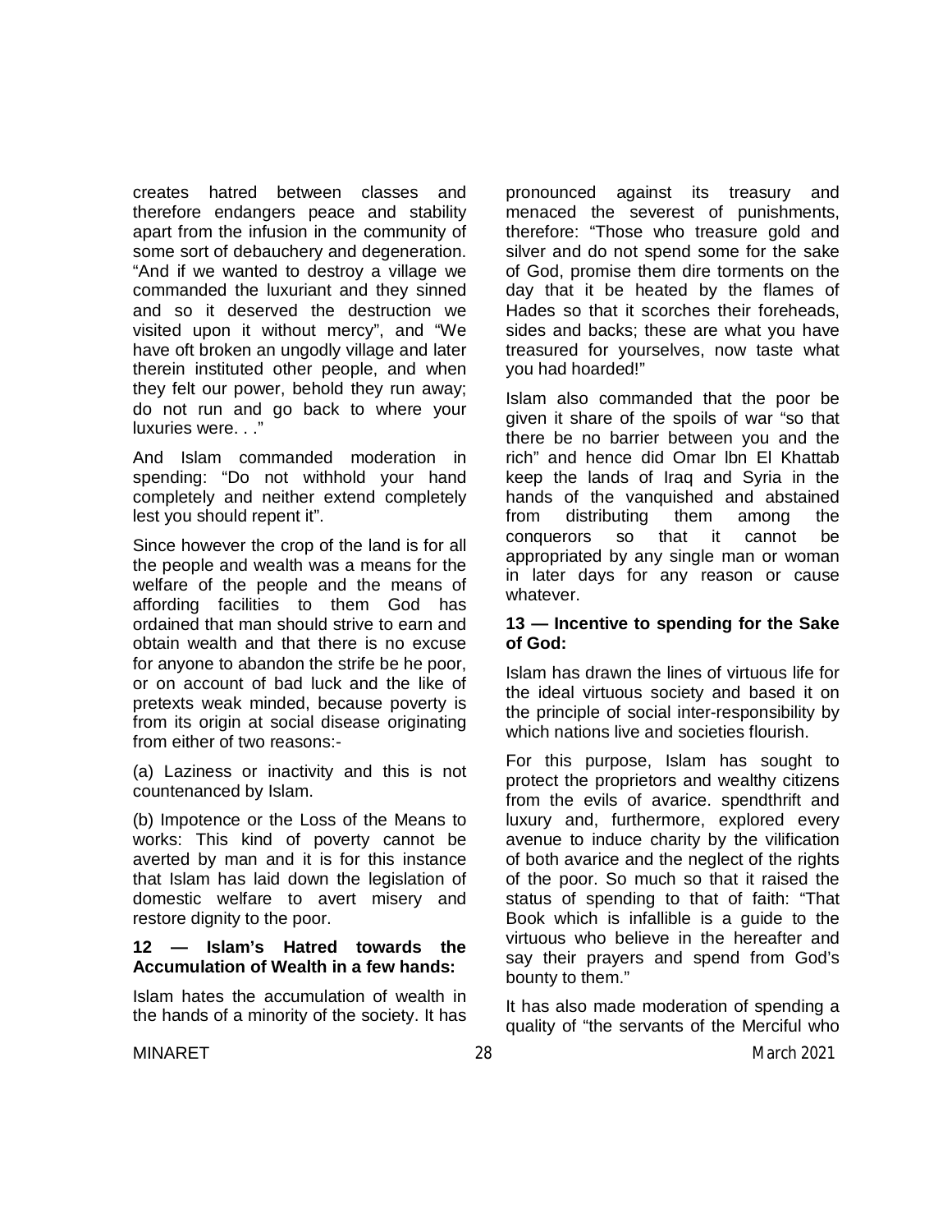creates hatred between classes and therefore endangers peace and stability apart from the infusion in the community of some sort of debauchery and degeneration. "And if we wanted to destroy a village we commanded the luxuriant and they sinned and so it deserved the destruction we visited upon it without mercy", and "We have oft broken an ungodly village and later therein instituted other people, and when they felt our power, behold they run away; do not run and go back to where your luxuries were. . ."

And Islam commanded moderation in spending: "Do not withhold your hand completely and neither extend completely lest you should repent it".

Since however the crop of the land is for all the people and wealth was a means for the welfare of the people and the means of affording facilities to them God has ordained that man should strive to earn and obtain wealth and that there is no excuse for anyone to abandon the strife be he poor, or on account of bad luck and the like of pretexts weak minded, because poverty is from its origin at social disease originating from either of two reasons:-

(a) Laziness or inactivity and this is not countenanced by Islam.

(b) Impotence or the Loss of the Means to works: This kind of poverty cannot be averted by man and it is for this instance that Islam has laid down the legislation of domestic welfare to avert misery and restore dignity to the poor.

**12 — Islam's Hatred towards the Accumulation of Wealth in a few hands:**

Islam hates the accumulation of wealth in the hands of a minority of the society. It has pronounced against its treasury and menaced the severest of punishments, therefore: "Those who treasure gold and silver and do not spend some for the sake of God, promise them dire torments on the day that it be heated by the flames of Hades so that it scorches their foreheads, sides and backs; these are what you have treasured for yourselves, now taste what you had hoarded!"

Islam also commanded that the poor be given it share of the spoils of war "so that there be no barrier between you and the rich" and hence did Omar Ibn El Khattab keep the lands of Iraq and Syria in the hands of the vanquished and abstained from distributing them among the conquerors so that it cannot be appropriated by any single man or woman in later days for any reason or cause whatever.

**13 — Incentive to spending for the Sake of God:**

Islam has drawn the lines of virtuous life for the ideal virtuous society and based it on the principle of social inter-responsibility by which nations live and societies flourish.

For this purpose, Islam has sought to protect the proprietors and wealthy citizens from the evils of avarice. spendthrift and luxury and, furthermore, explored every avenue to induce charity by the vilification of both avarice and the neglect of the rights of the poor. So much so that it raised the status of spending to that of faith: "That Book which is infallible is a guide to the virtuous who believe in the hereafter and say their prayers and spend from God's bounty to them."

It has also made moderation of spending a quality of "the servants of the Merciful who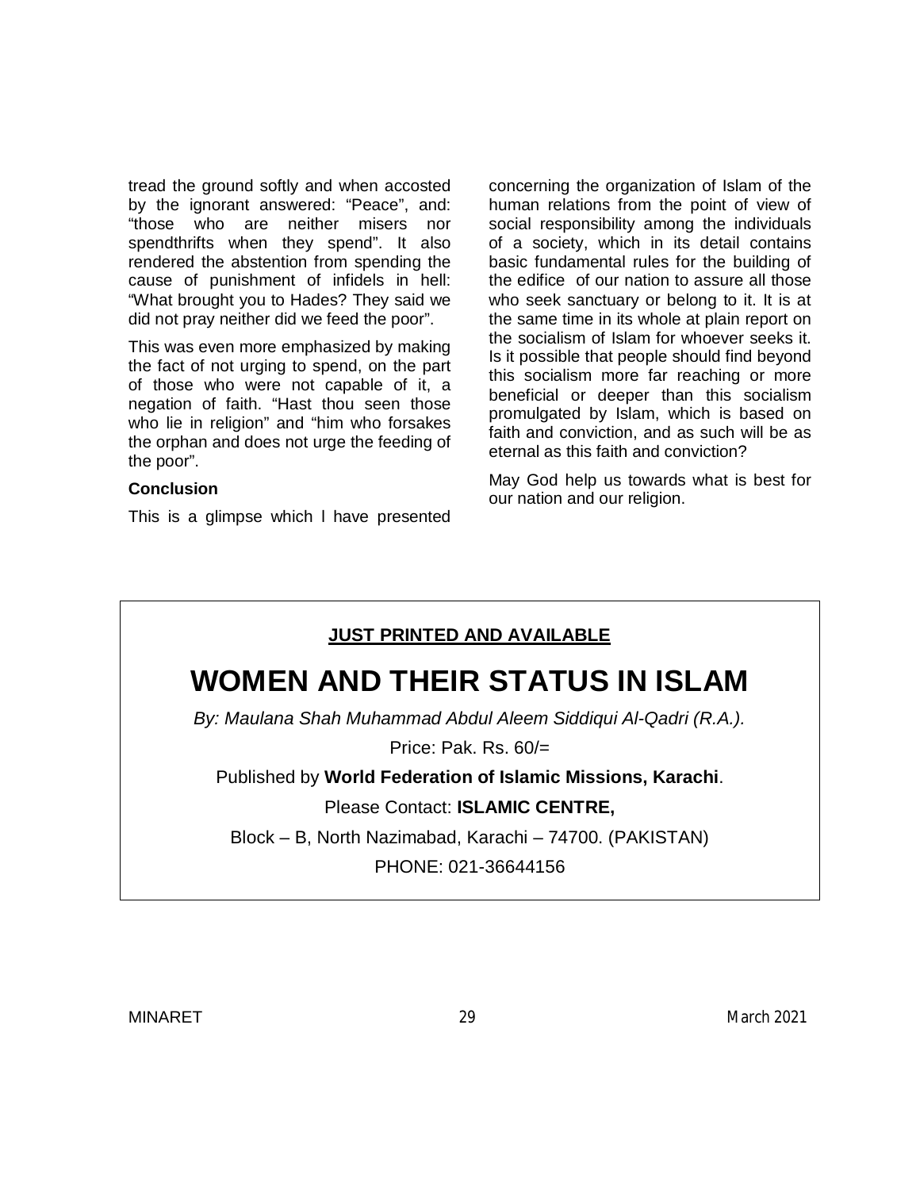tread the ground softly and when accosted by the ignorant answered: "Peace", and: "those who are neither misers nor spendthrifts when they spend". It also rendered the abstention from spending the cause of punishment of infidels in hell: "What brought you to Hades? They said we did not pray neither did we feed the poor".

This was even more emphasized by making the fact of not urging to spend, on the part of those who were not capable of it, a negation of faith. "Hast thou seen those who lie in religion" and "him who forsakes the orphan and does not urge the feeding of the poor".

**Conclusion**

This is a glimpse which I have presented concerning the organization of Islam of the human relations from the point of view of social responsibility among the individuals of a society, which in its detail contains basic fundamental rules for the building of the edifice of our nation to assure all those who seek sanctuary or belong to it. It is at the same time in its whole at plain report on the socialism of Islam for whoever seeks it. Is it possible that people should find beyond this socialism more far reaching or more beneficial or deeper than this socialism promulgated by Islam, which is based on faith and conviction, and as such will be as eternal as this faith and conviction?

May God help us towards what is best for our nation and our religion.

---

**JUST PRINTED AND AVAILABLE**

# WOMEN AND THEIR STATUS IN ISLAM

*By: Maulana Shah Muhammad Abdul Aleem Siddiqui Al-Qadri (R.A.).*

Price: Pak. Rs. 60/=

Published by **World Federation of Islamic Missions, Karachi**.

Please Contact: **ISLAMIC CENTRE,**

Block – B, North Nazimabad, Karachi – 74700. (PAKISTAN)

PHONE: 021-36644156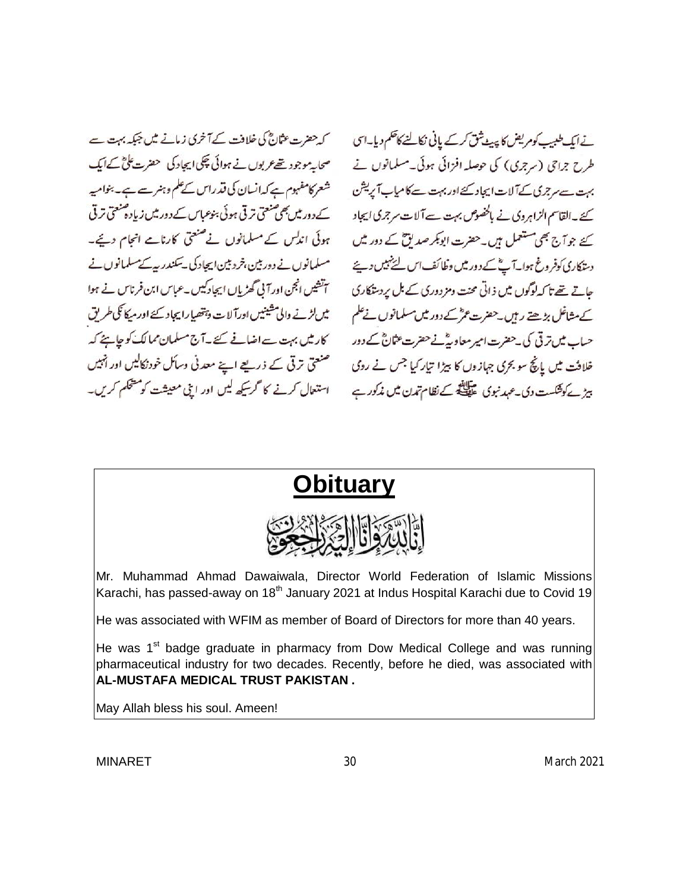نے ایک طبیب کو مریض کا پیٹ شق کر کے پانی نکالنے کا حکم دیا۔ اسی طرح جراحی (سرجری) کی حوصلہ افزائی ہوئی۔ مسلمانوں نے بہت سے سرجری کے آلات ایجاد کئے اور بہت سے کامیاب آپریشن کئے۔ القاسم الزاہروی نے بالخصوص بہت سے آلات سرجری ایجاد کئے جو آج بھی مستعمل ہیں۔ حضرت ابوبکر صدیقؓ کے دور میں دستکاری کو فروغ ہوا۔ آپؓ کے دور میں وظائف اس لئے نہیں دیئے جاتے تھے تاکہ لوگوں میں ذاتی محنت ومزدوری کے بل پر دستکاری کے مشاغل بڑھتے رہیں۔ حضرت عمرؓ کے دور میں مسلمانوں نے علم حساب میں ترقی کی۔ حضرت امیر معاویہؓ نے حضرت عثمانؓ کے دور خلافت میں پانچ سو بحری جہازوں کا بیڑا تیار کیا جس نے رومی بیڑے کو شکست دی۔ عہد نبوی ﷺ کے نظام تمدن میں مذکور ہے کہ حضرت عثمانؓ کی خلافت کے آخری زمانے میں جبکہ بہت سے صحابہ موجود تھے عربوں نے ہوائی چکی ایجاد کی حضرت علیؓ کے ایک شعر کا مفہوم ہے کہ انسان کی قدر اس کے علم و ہنر سے ہے۔ بنوامیہ کے دور میں بھی صنعتی ترقی ہوئی بنوعباس کے دور میں زیادہ صنعتی ترقی ہوئی اندلس کے مسلمانوں نے صنعتی کارنامے انجام دیئے۔ مسلمانوں نے دوربین، خردبین ایجاد کی۔ سکندریہ کے مسلمانوں نے آتشیں انجن اور آبی گھڑیاں ایجاد کیں۔ عباس ابن فرناس نے ہوا میں لڑنے والی مشینیں اور آلات وہتھیار ایجاد کئے اور میکانکی طریق کار میں بہت سے اضافے کئے۔ آج مسلمان ممالک کو چاہئے کہ صنعتی ترقی کے ذریعے اپنے معدنی وسائل خود نکالیں اور انہیں استعمال کرنے کا گر سیکھ لیں اور اپنی معیشت کو مستحکم کریں۔

# Obituary

إِنَّا لِلَّٰهِ وَإِنَّا إِلَيْهِ رَاجِعُونَ

Mr. Muhammad Ahmad Dawaiwala, Director World Federation of Islamic Missions Karachi, has passed-away on 18th January 2021 at Indus Hospital Karachi due to Covid 19

He was associated with WFIM as member of Board of Directors for more than 40 years.

He was 1st badge graduate in pharmacy from Dow Medical College and was running pharmaceutical industry for two decades. Recently, before he died, was associated with **AL-MUSTAFA MEDICAL TRUST PAKISTAN .**

May Allah bless his soul. Ameen!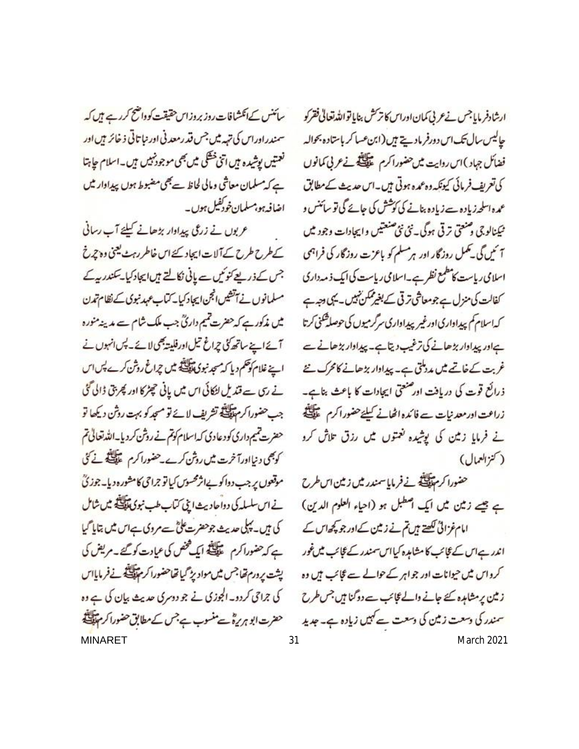ارشاد فرمایا جس نے عربی کمان اور اس کا ترکش بنایا تو اللہ تعالیٰ فقر کو چالیس سال تک اس دور فرما دیتے ہیں (ابن عسا کر باستادہ بحوالہ فضائل جہاد) اس روایت میں حضور اکرم ﷺ نے عربی کمانوں کی تعریف فرمائی کیونکہ وہ عمدہ ہوتی ہیں۔ اس حدیث کے مطابق عمدہ اسلحہ زیادہ سے زیادہ بنانے کی کوشش کی جائے گی تو سائنس و ٹیکنالوجی و صنعتی ترقی ہوگی۔ نئی نئی صنعتیں و ایجادات وجود میں آئیں گی۔ مکمل روزگار اور ہر مسلم کو باعزت روزگار کی فراہمی اسلامی ریاست کا مطمع نظر ہے۔ اسلامی ریاست کی ایک ذمہ داری کفالت کی منزل ہے جو معاشی ترقی کے بغیر ممکن نہیں۔ یہی وجہ ہے کہ اسلام کم پیداواری اور غیر پیداواری سرگرمیوں کی حوصلہ شکنی کرتا ہے اور پیداوار بڑھانے کی ترغیب دیتا ہے۔ پیداوار بڑھانے سے غربت کے خاتمے میں مدد ملتی ہے۔ پیداوار بڑھانے کا محرک نئے ذرائع قوت کی دریافت اور صنعتی ایجادات کا باعث بنا ہے۔ زراعت اور معدنیات سے فائدہ اٹھانے کیلئے حضور اکرم ﷺ نے فرمایا زمین کی پوشیدہ نعمتوں میں رزق تلاش کرو (کنز العمال)

حضور اکرم ﷺ نے فرمایا سمندر میں زمین اس طرح ہے جیسے زمین میں ایک اصطبل ہو (احیاء العلوم الدین) امام غزالیؒ لکھتے ہیں تم نے زمین کے اور جو کچھ اس کے اندر ہے اس کے عجائب کا مشاہدہ کیا اس سمندر کے عجائب میں غور کرو اس میں حیوانات اور جواہر کے حوالے سے عجائب ہیں وہ زمین پر مشاہدہ کئے جانے والے عجائب سے دوگنا ہیں جس طرح سمندر کی وسعت زمین کی وسعت سے کہیں زیادہ ہے۔ جدید سائنس کے انکشافات روز بروز اس حقیقت کو واضح کر رہے ہیں کہ سمندر اور اس کی تہہ میں جس قدر معدنی اور نباتاتی ذخائر ہیں اور نعمتیں پوشیدہ ہیں اتنی خشکی میں بھی موجود نہیں ہیں۔ اسلام چاہتا ہے کہ مسلمان معاشی و مالی لحاظ سے بھی مضبوط ہوں پیداوار میں اضافہ ہو، مسلمان خود کفیل ہوں۔

عربوں نے زرعی پیداوار بڑھانے کیلئے آب رسانی کے طرح طرح کے آلات ایجاد کئے اس خاطر رہٹ یعنی وہ چرخ جس کے ذریعے کنوئیں سے پانی نکالتے ہیں ایجاد کیا۔ سکندریہ کے مسلمانوں نے آتشیں انجن ایجاد کیا۔ کتاب عہد نبوی کے نظام تمدن میں مذکور ہے کہ حضرت تمیم داریؓ جب ملک شام سے مدینہ منورہ آئے اپنے ساتھ کئی چراغ تیل اور فلیتہ بھی لائے۔ پس انہوں نے اپنے غلام کو حکم دیا کہ مسجد نبوی ﷺ میں چراغ روشن کرے پس اس نے رسی سے قندیل لٹکائی اس میں پانی چھڑکا اور پھر بتی ڈالی گئی جب حضور اکرم ﷺ تشریف لائے تو مسجد کو بہت روشن دیکھا تو حضرت تمیم داری کو دعا دی کہ اسلام کو تم نے روشن کر دیا۔ اللہ تعالیٰ تم کو بھی دنیا اور آخرت میں روشن کرے۔ حضور اکرم ﷺ نے کئی موقعوں پر جب دوا کو بے اثر محسوس کیا تو جراحی کا مشورہ دیا۔ جوزیؒ نے اس سلسلہ کی دو احادیث اپنی کتاب طب نبوی ﷺ میں شامل کی ہیں۔ پہلی حدیث جو حضرت علیؓ سے مروی ہے اس میں بتایا گیا ہے کہ حضور اکرم ﷺ ایک شخص کی عیادت کو گئے۔ مریض کی پشت پر ورم تھا جس میں مواد پڑ گیا تھا حضور اکرم ﷺ نے فرمایا اس کی جراحی کر دو۔ الجوزی نے جو دوسری حدیث بیان کی ہے وہ حضرت ابو ہریرہؓ سے منسوب ہے جس کے مطابق حضور اکرم ﷺ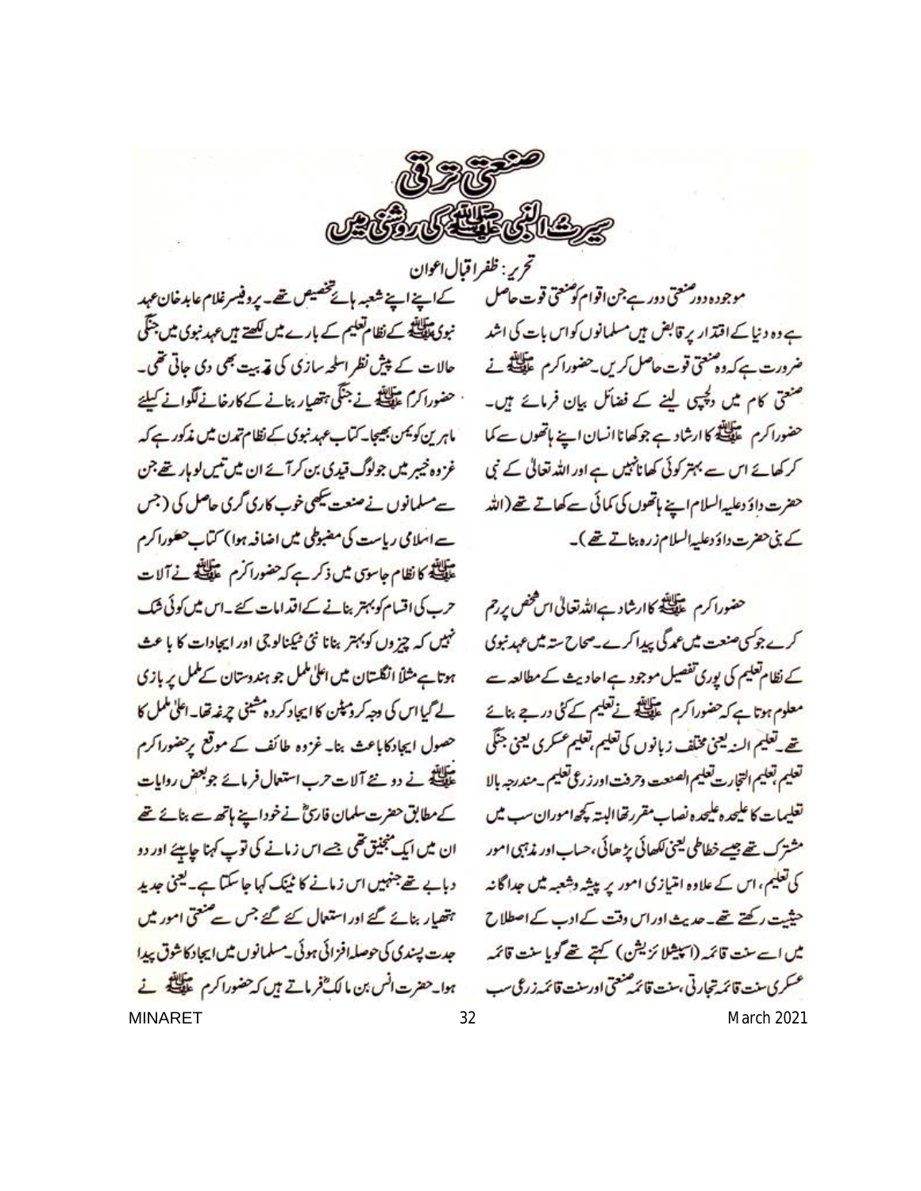# صنعتی ترقی سیرت النبی ﷺ کی روشنی میں

تحریر: ظفر اقبال اعوان

موجودہ دور صنعتی دور ہے جن اقوام کو صنعتی قوت حاصل ہے وہ دنیا کے اقتدار پر قابض ہیں مسلمانوں کو اس بات کی اشد ضرورت ہے کہ وہ صنعتی قوت حاصل کریں۔ حضور اکرم ﷺ نے صنعتی کام میں دلچسپی لینے کے فضائل بیان فرمائے ہیں۔ حضور اکرم ﷺ کا ارشاد ہے جو کھانا انسان اپنے ہاتھوں سے کما کر کھائے اس سے بہتر کوئی کھانا نہیں ہے اور اللہ تعالیٰ کے نبی حضرت داؤد علیہ السلام اپنے ہاتھوں کی کمائی سے کھاتے تھے (اللہ کے نبی حضرت داؤد علیہ السلام زرہ بناتے تھے)۔

حضور اکرم ﷺ کا ارشاد ہے اللہ تعالیٰ اس شخص پر رحم کرے جو کسی صنعت میں عمدگی پیدا کرے۔ صحاح ستہ میں عہد نبوی کے نظام تعلیم کی پوری تفصیل موجود ہے احادیث کے مطالعہ سے معلوم ہوتا ہے کہ حضور اکرم ﷺ نے تعلیم کے کئی درجے بنائے تھے۔ تعلیم السنہ یعنی مختلف زبانوں کی تعلیم، تعلیم عسکری یعنی جنگی تعلیم، تعلیم التجارت، تعلیم الصنعت وحرفت اور زرعی تعلیم۔ مندرجہ بالا تعلیمات کا علیحدہ علیحدہ نصاب مقرر تھا البتہ کچھ امور ان سب میں مشترک تھے جیسے خطاطی یعنی لکھائی پڑھائی، حساب اور مذہبی امور کی تعلیم، اس کے علاوہ امتیازی امور پر پیشہ وشعبہ میں جداگانہ حیثیت رکھتے تھے۔ حدیث اور اس وقت کے ادب کی اصطلاح میں اسے سنت قائمہ (اسپیشلائزیشن) کہتے تھے گویا سنت قائمہ عسکری، سنت قائمہ تجارتی، سنت قائمہ صنعتی اور سنت قائمہ زرعی سب کے اپنے اپنے شعبہ ہائے تخصیص تھے۔ پروفیسر غلام عابد خان عہد نبوی ﷺ کے نظام تعلیم کے بارے میں لکھتے ہیں عہد نبوی میں جنگی حالات کے پیش نظر اسلحہ سازی کی تربیت بھی دی جاتی تھی۔ حضور اکرم ﷺ نے جنگی ہتھیار بنانے کے کارخانے لگوانے کیلئے ماہرین کو یمن بھیجا۔ کتاب عہد نبوی کے نظام تمدن میں مذکور ہے کہ غزوہ خیبر میں جو لوگ قیدی بن کر آئے ان میں تیس لوہار تھے جن سے مسلمانوں نے صنعت سیکھی خوب کاریگری حاصل کی (جس سے اسلامی ریاست کی مضبوطی میں اضافہ ہوا) کتاب حضور اکرم ﷺ کا نظام جاسوسی میں ذکر ہے کہ حضور اکرم ﷺ نے آلات حرب کی اقسام کو بہتر بنانے کے اقدامات کئے۔ اس میں کوئی شک نہیں کہ چیزوں کو بہتر بنانا نئی ٹیکنالوجی اور ایجادات کا باعث ہوتا ہے مثلاً انگلستان میں اعلیٰ ململ جو ہندوستان کے ململ پر بازی لے گیا اس کی وجہ کرومپٹن کا ایجاد کردہ مشینی چرغہ تھا۔ اعلیٰ ململ کا حصول ایجاد کا باعث بنا۔ غزوہ طائف کے موقع پر حضور اکرم ﷺ نے دو نئے آلات حرب استعمال فرمائے جو بعض روایات کے مطابق حضرت سلمان فارسیؓ نے خود اپنے ہاتھ سے بنائے تھے ان میں ایک منجنیق تھی جسے اس زمانے کی توپ کہنا چاہئے اور دو دبابے تھے جنہیں اس زمانے کا ٹینک کہا جا سکتا ہے۔ یعنی جدید ہتھیار بنائے گئے اور استعمال کئے گئے جس سے صنعتی امور میں جدت پسندی کی حوصلہ افزائی ہوئی۔ مسلمانوں میں ایجاد کا شوق پیدا ہوا۔ حضرت انس بن مالکؓ فرماتے ہیں کہ حضور اکرم ﷺ نے